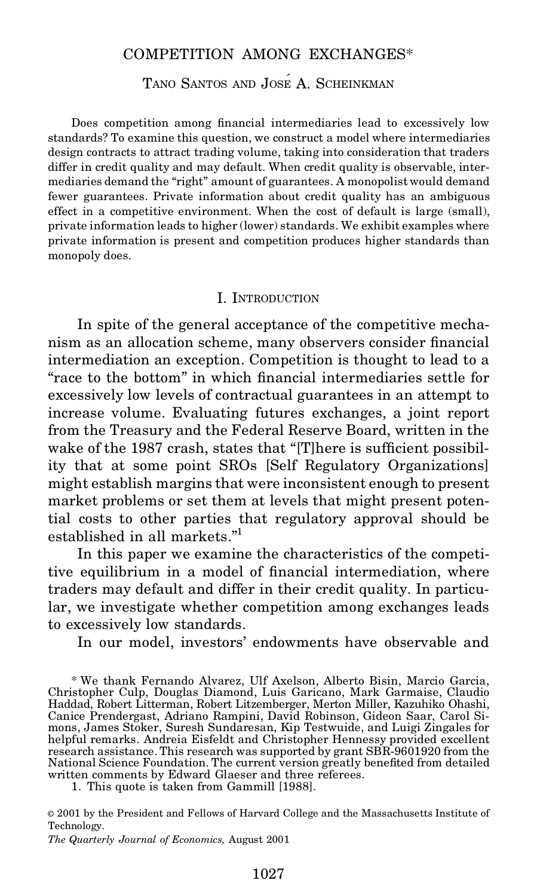# COMPETITION AMONG EXCHANGES*

TANO SANTOS AND JOSÉ A. SCHEINKMAN

Does competition among financial intermediaries lead to excessively low standards? To examine this question, we construct a model where intermediaries design contracts to attract trading volume, taking into consideration that traders differ in credit quality and may default. When credit quality is observable, intermediaries demand the "right" amount of guarantees. A monopolist would demand fewer guarantees. Private information about credit quality has an ambiguous effect in a competitive environment. When the cost of default is large (small), private information leads to higher (lower) standards. We exhibit examples where private information is present and competition produces higher standards than monopoly does.

## I. INTRODUCTION

In spite of the general acceptance of the competitive mechanism as an allocation scheme, many observers consider financial intermediation an exception. Competition is thought to lead to a "race to the bottom" in which financial intermediaries settle for excessively low levels of contractual guarantees in an attempt to increase volume. Evaluating futures exchanges, a joint report from the Treasury and the Federal Reserve Board, written in the wake of the 1987 crash, states that "[T]here is sufficient possibility that at some point SROs [Self Regulatory Organizations] might establish margins that were inconsistent enough to present market problems or set them at levels that might present potential costs to other parties that regulatory approval should be established in all markets."[1]

In this paper we examine the characteristics of the competitive equilibrium in a model of financial intermediation, where traders may default and differ in their credit quality. In particular, we investigate whether competition among exchanges leads to excessively low standards.

In our model, investors' endowments have observable and

\* We thank Fernando Alvarez, Ulf Axelson, Alberto Bisin, Marcio Garcia, Christopher Culp, Douglas Diamond, Luis Garicano, Mark Garmaise, Claudio Haddad, Robert Litterman, Robert Litzemberger, Merton Miller, Kazuhiko Ohashi, Canice Prendergast, Adriano Rampini, David Robinson, Gideon Saar, Carol Simons, James Stoker, Suresh Sundaresan, Kip Testwuide, and Luigi Zingales for helpful remarks. Andreia Eisfeldt and Christopher Hennessy provided excellent research assistance. This research was supported by grant SBR-9601920 from the National Science Foundation. The current version greatly benefited from detailed written comments by Edward Glaeser and three referees.

1. This quote is taken from Gammill [1988].

© 2001 by the President and Fellows of Harvard College and the Massachusetts Institute of Technology.

*The Quarterly Journal of Economics,* August 2001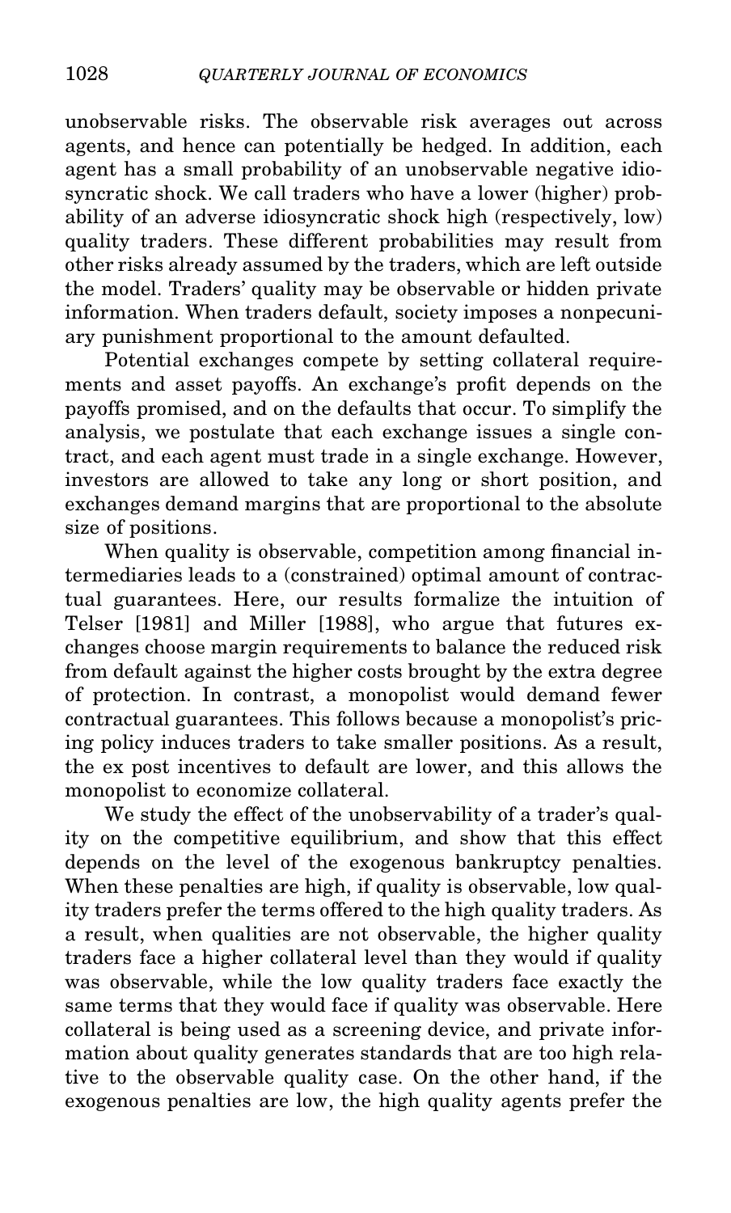unobservable risks. The observable risk averages out across agents, and hence can potentially be hedged. In addition, each agent has a small probability of an unobservable negative idiosyncratic shock. We call traders who have a lower (higher) probability of an adverse idiosyncratic shock high (respectively, low) quality traders. These different probabilities may result from other risks already assumed by the traders, which are left outside the model. Traders' quality may be observable or hidden private information. When traders default, society imposes a nonpecuniary punishment proportional to the amount defaulted.

Potential exchanges compete by setting collateral requirements and asset payoffs. An exchange's profit depends on the payoffs promised, and on the defaults that occur. To simplify the analysis, we postulate that each exchange issues a single contract, and each agent must trade in a single exchange. However, investors are allowed to take any long or short position, and exchanges demand margins that are proportional to the absolute size of positions.

When quality is observable, competition among financial intermediaries leads to a (constrained) optimal amount of contractual guarantees. Here, our results formalize the intuition of Telser [1981] and Miller [1988], who argue that futures exchanges choose margin requirements to balance the reduced risk from default against the higher costs brought by the extra degree of protection. In contrast, a monopolist would demand fewer contractual guarantees. This follows because a monopolist's pricing policy induces traders to take smaller positions. As a result, the ex post incentives to default are lower, and this allows the monopolist to economize collateral.

We study the effect of the unobservability of a trader's quality on the competitive equilibrium, and show that this effect depends on the level of the exogenous bankruptcy penalties. When these penalties are high, if quality is observable, low quality traders prefer the terms offered to the high quality traders. As a result, when qualities are not observable, the higher quality traders face a higher collateral level than they would if quality was observable, while the low quality traders face exactly the same terms that they would face if quality was observable. Here collateral is being used as a screening device, and private information about quality generates standards that are too high relative to the observable quality case. On the other hand, if the exogenous penalties are low, the high quality agents prefer the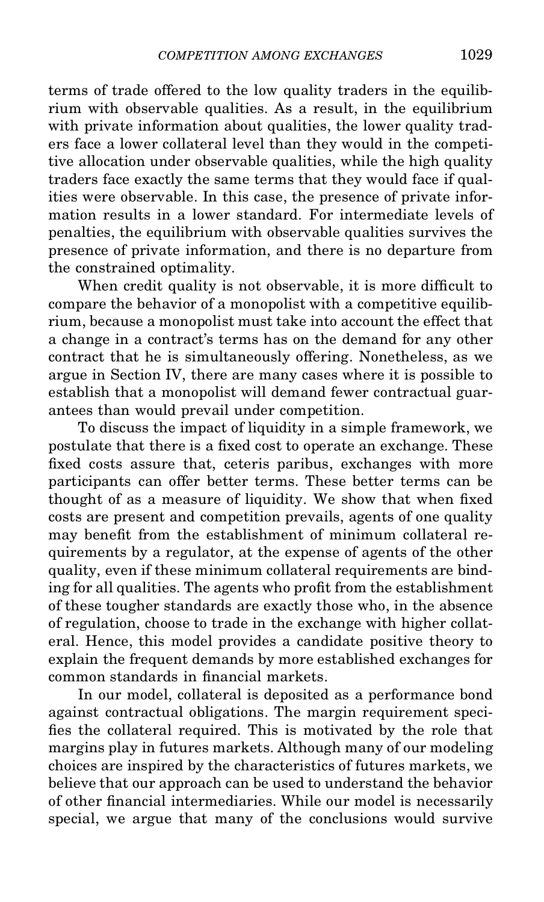terms of trade offered to the low quality traders in the equilibrium with observable qualities. As a result, in the equilibrium with private information about qualities, the lower quality traders face a lower collateral level than they would in the competitive allocation under observable qualities, while the high quality traders face exactly the same terms that they would face if qualities were observable. In this case, the presence of private information results in a lower standard. For intermediate levels of penalties, the equilibrium with observable qualities survives the presence of private information, and there is no departure from the constrained optimality.

When credit quality is not observable, it is more difficult to compare the behavior of a monopolist with a competitive equilibrium, because a monopolist must take into account the effect that a change in a contract's terms has on the demand for any other contract that he is simultaneously offering. Nonetheless, as we argue in Section IV, there are many cases where it is possible to establish that a monopolist will demand fewer contractual guarantees than would prevail under competition.

To discuss the impact of liquidity in a simple framework, we postulate that there is a fixed cost to operate an exchange. These fixed costs assure that, ceteris paribus, exchanges with more participants can offer better terms. These better terms can be thought of as a measure of liquidity. We show that when fixed costs are present and competition prevails, agents of one quality may benefit from the establishment of minimum collateral requirements by a regulator, at the expense of agents of the other quality, even if these minimum collateral requirements are binding for all qualities. The agents who profit from the establishment of these tougher standards are exactly those who, in the absence of regulation, choose to trade in the exchange with higher collateral. Hence, this model provides a candidate positive theory to explain the frequent demands by more established exchanges for common standards in financial markets.

In our model, collateral is deposited as a performance bond against contractual obligations. The margin requirement specifies the collateral required. This is motivated by the role that margins play in futures markets. Although many of our modeling choices are inspired by the characteristics of futures markets, we believe that our approach can be used to understand the behavior of other financial intermediaries. While our model is necessarily special, we argue that many of the conclusions would survive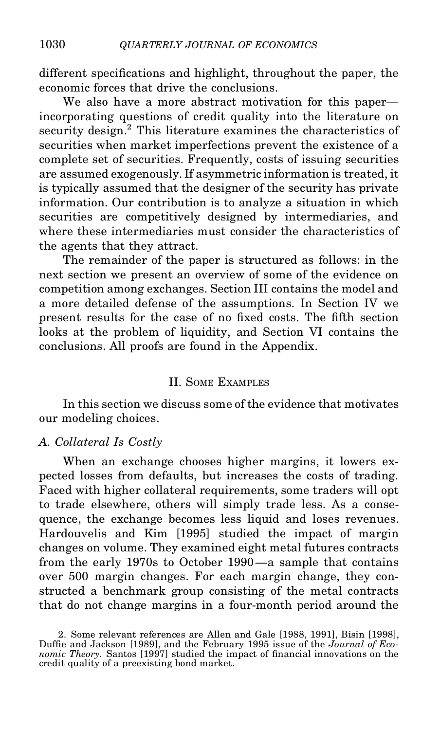different specifications and highlight, throughout the paper, the economic forces that drive the conclusions.

We also have a more abstract motivation for this paper—incorporating questions of credit quality into the literature on security design.[2] This literature examines the characteristics of securities when market imperfections prevent the existence of a complete set of securities. Frequently, costs of issuing securities are assumed exogenously. If asymmetric information is treated, it is typically assumed that the designer of the security has private information. Our contribution is to analyze a situation in which securities are competitively designed by intermediaries, and where these intermediaries must consider the characteristics of the agents that they attract.

The remainder of the paper is structured as follows: in the next section we present an overview of some of the evidence on competition among exchanges. Section III contains the model and a more detailed defense of the assumptions. In Section IV we present results for the case of no fixed costs. The fifth section looks at the problem of liquidity, and Section VI contains the conclusions. All proofs are found in the Appendix.

## II. Some Examples

In this section we discuss some of the evidence that motivates our modeling choices.

### *A. Collateral Is Costly*

When an exchange chooses higher margins, it lowers expected losses from defaults, but increases the costs of trading. Faced with higher collateral requirements, some traders will opt to trade elsewhere, others will simply trade less. As a consequence, the exchange becomes less liquid and loses revenues. Hardouvelis and Kim [1995] studied the impact of margin changes on volume. They examined eight metal futures contracts from the early 1970s to October 1990—a sample that contains over 500 margin changes. For each margin change, they constructed a benchmark group consisting of the metal contracts that do not change margins in a four-month period around the

2. Some relevant references are Allen and Gale [1988, 1991], Bisin [1998], Duffie and Jackson [1989], and the February 1995 issue of the *Journal of Economic Theory*. Santos [1997] studied the impact of financial innovations on the credit quality of a preexisting bond market.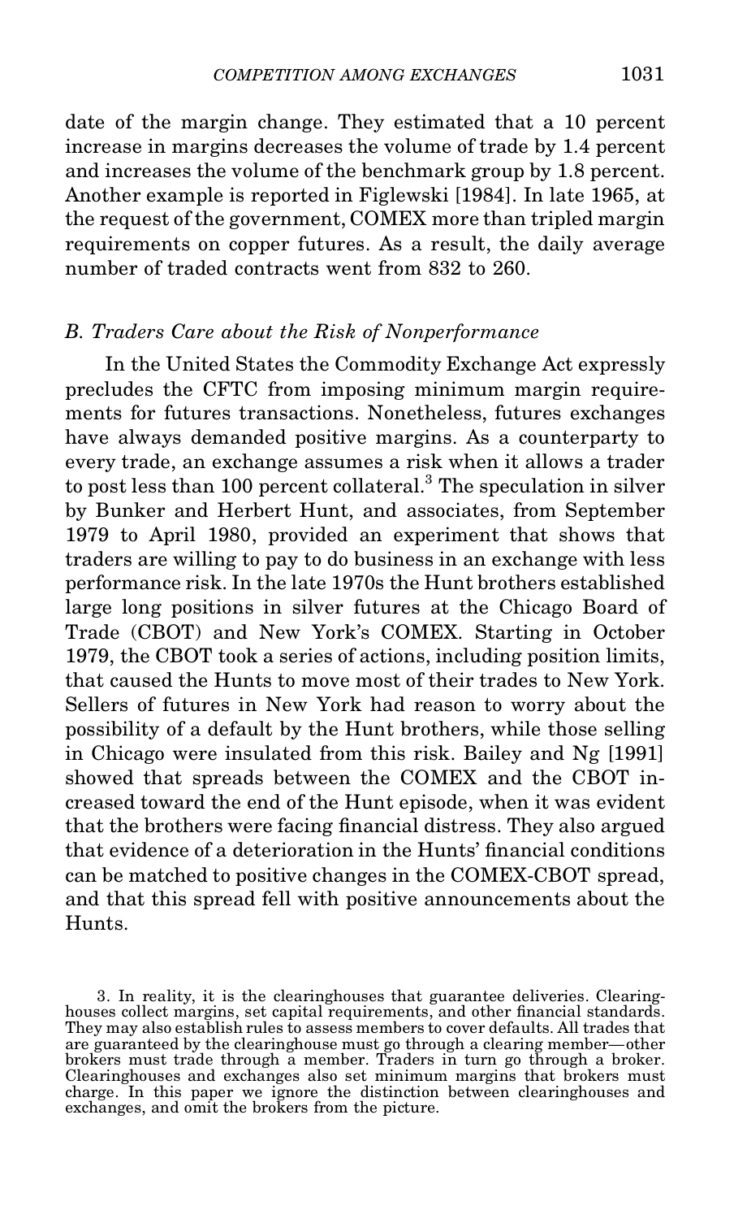date of the margin change. They estimated that a 10 percent increase in margins decreases the volume of trade by 1.4 percent and increases the volume of the benchmark group by 1.8 percent. Another example is reported in Figlewski [1984]. In late 1965, at the request of the government, COMEX more than tripled margin requirements on copper futures. As a result, the daily average number of traded contracts went from 832 to 260.

### *B. Traders Care about the Risk of Nonperformance*

In the United States the Commodity Exchange Act expressly precludes the CFTC from imposing minimum margin requirements for futures transactions. Nonetheless, futures exchanges have always demanded positive margins. As a counterparty to every trade, an exchange assumes a risk when it allows a trader to post less than 100 percent collateral.[3] The speculation in silver by Bunker and Herbert Hunt, and associates, from September 1979 to April 1980, provided an experiment that shows that traders are willing to pay to do business in an exchange with less performance risk. In the late 1970s the Hunt brothers established large long positions in silver futures at the Chicago Board of Trade (CBOT) and New York's COMEX. Starting in October 1979, the CBOT took a series of actions, including position limits, that caused the Hunts to move most of their trades to New York. Sellers of futures in New York had reason to worry about the possibility of a default by the Hunt brothers, while those selling in Chicago were insulated from this risk. Bailey and Ng [1991] showed that spreads between the COMEX and the CBOT increased toward the end of the Hunt episode, when it was evident that the brothers were facing financial distress. They also argued that evidence of a deterioration in the Hunts' financial conditions can be matched to positive changes in the COMEX-CBOT spread, and that this spread fell with positive announcements about the Hunts.

3. In reality, it is the clearinghouses that guarantee deliveries. Clearinghouses collect margins, set capital requirements, and other financial standards. They may also establish rules to assess members to cover defaults. All trades that are guaranteed by the clearinghouse must go through a clearing member—other brokers must trade through a member. Traders in turn go through a broker. Clearinghouses and exchanges also set minimum margins that brokers must charge. In this paper we ignore the distinction between clearinghouses and exchanges, and omit the brokers from the picture.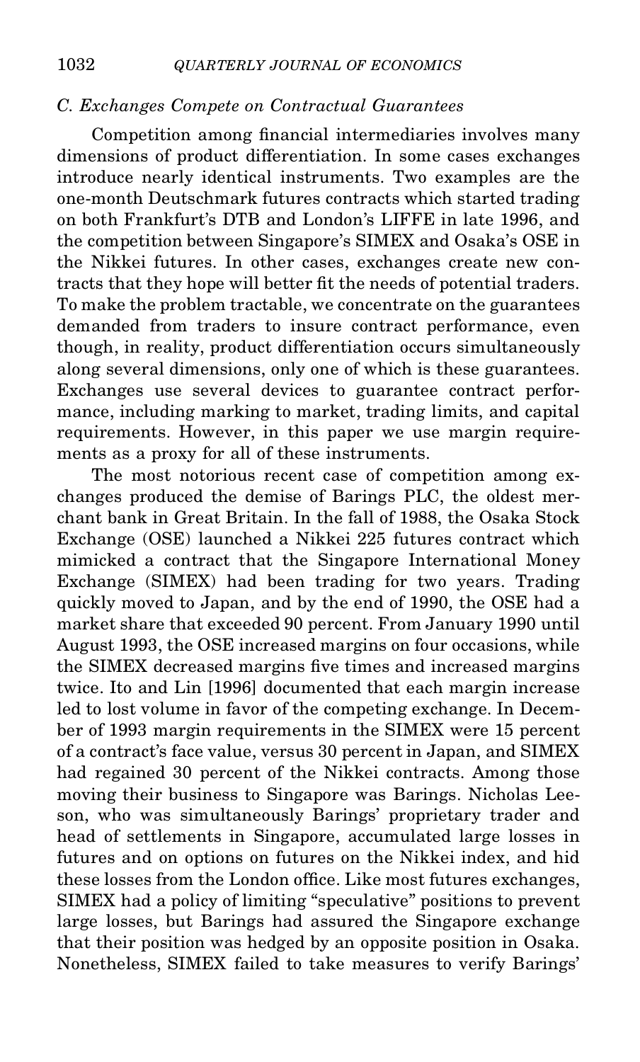### C. Exchanges Compete on Contractual Guarantees

Competition among financial intermediaries involves many dimensions of product differentiation. In some cases exchanges introduce nearly identical instruments. Two examples are the one-month Deutschmark futures contracts which started trading on both Frankfurt's DTB and London's LIFFE in late 1996, and the competition between Singapore's SIMEX and Osaka's OSE in the Nikkei futures. In other cases, exchanges create new contracts that they hope will better fit the needs of potential traders. To make the problem tractable, we concentrate on the guarantees demanded from traders to insure contract performance, even though, in reality, product differentiation occurs simultaneously along several dimensions, only one of which is these guarantees. Exchanges use several devices to guarantee contract performance, including marking to market, trading limits, and capital requirements. However, in this paper we use margin requirements as a proxy for all of these instruments.

The most notorious recent case of competition among exchanges produced the demise of Barings PLC, the oldest merchant bank in Great Britain. In the fall of 1988, the Osaka Stock Exchange (OSE) launched a Nikkei 225 futures contract which mimicked a contract that the Singapore International Money Exchange (SIMEX) had been trading for two years. Trading quickly moved to Japan, and by the end of 1990, the OSE had a market share that exceeded 90 percent. From January 1990 until August 1993, the OSE increased margins on four occasions, while the SIMEX decreased margins five times and increased margins twice. Ito and Lin [1996] documented that each margin increase led to lost volume in favor of the competing exchange. In December of 1993 margin requirements in the SIMEX were 15 percent of a contract's face value, versus 30 percent in Japan, and SIMEX had regained 30 percent of the Nikkei contracts. Among those moving their business to Singapore was Barings. Nicholas Leeson, who was simultaneously Barings' proprietary trader and head of settlements in Singapore, accumulated large losses in futures and on options on futures on the Nikkei index, and hid these losses from the London office. Like most futures exchanges, SIMEX had a policy of limiting "speculative" positions to prevent large losses, but Barings had assured the Singapore exchange that their position was hedged by an opposite position in Osaka. Nonetheless, SIMEX failed to take measures to verify Barings'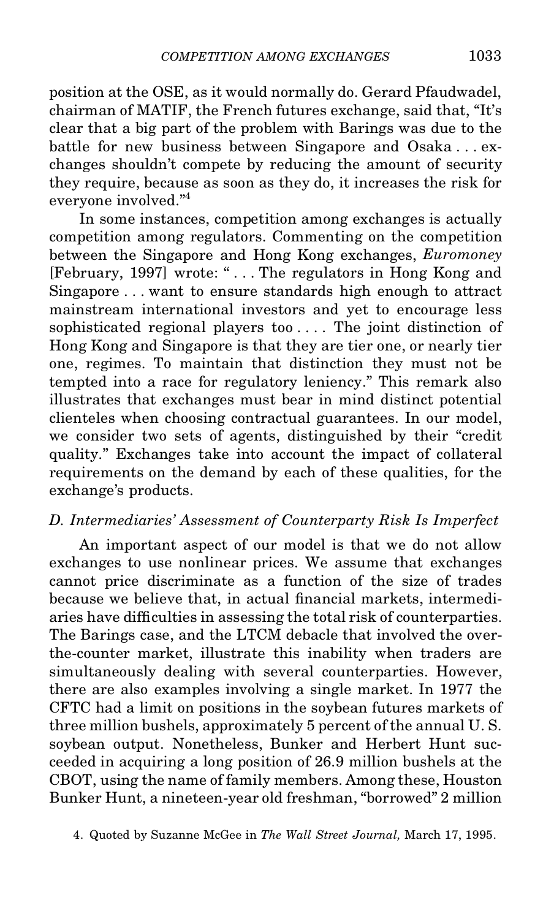position at the OSE, as it would normally do. Gerard Pfaudwadel, chairman of MATIF, the French futures exchange, said that, "It's clear that a big part of the problem with Barings was due to the battle for new business between Singapore and Osaka . . . exchanges shouldn't compete by reducing the amount of security they require, because as soon as they do, it increases the risk for everyone involved."[4]

In some instances, competition among exchanges is actually competition among regulators. Commenting on the competition between the Singapore and Hong Kong exchanges, *Euromoney* [February, 1997] wrote: " . . . The regulators in Hong Kong and Singapore . . . want to ensure standards high enough to attract mainstream international investors and yet to encourage less sophisticated regional players too . . . . The joint distinction of Hong Kong and Singapore is that they are tier one, or nearly tier one, regimes. To maintain that distinction they must not be tempted into a race for regulatory leniency." This remark also illustrates that exchanges must bear in mind distinct potential clienteles when choosing contractual guarantees. In our model, we consider two sets of agents, distinguished by their "credit quality." Exchanges take into account the impact of collateral requirements on the demand by each of these qualities, for the exchange's products.

### *D. Intermediaries' Assessment of Counterparty Risk Is Imperfect*

An important aspect of our model is that we do not allow exchanges to use nonlinear prices. We assume that exchanges cannot price discriminate as a function of the size of trades because we believe that, in actual financial markets, intermediaries have difficulties in assessing the total risk of counterparties. The Barings case, and the LTCM debacle that involved the over-the-counter market, illustrate this inability when traders are simultaneously dealing with several counterparties. However, there are also examples involving a single market. In 1977 the CFTC had a limit on positions in the soybean futures markets of three million bushels, approximately 5 percent of the annual U. S. soybean output. Nonetheless, Bunker and Herbert Hunt succeeded in acquiring a long position of 26.9 million bushels at the CBOT, using the name of family members. Among these, Houston Bunker Hunt, a nineteen-year old freshman, "borrowed" 2 million

4. Quoted by Suzanne McGee in *The Wall Street Journal,* March 17, 1995.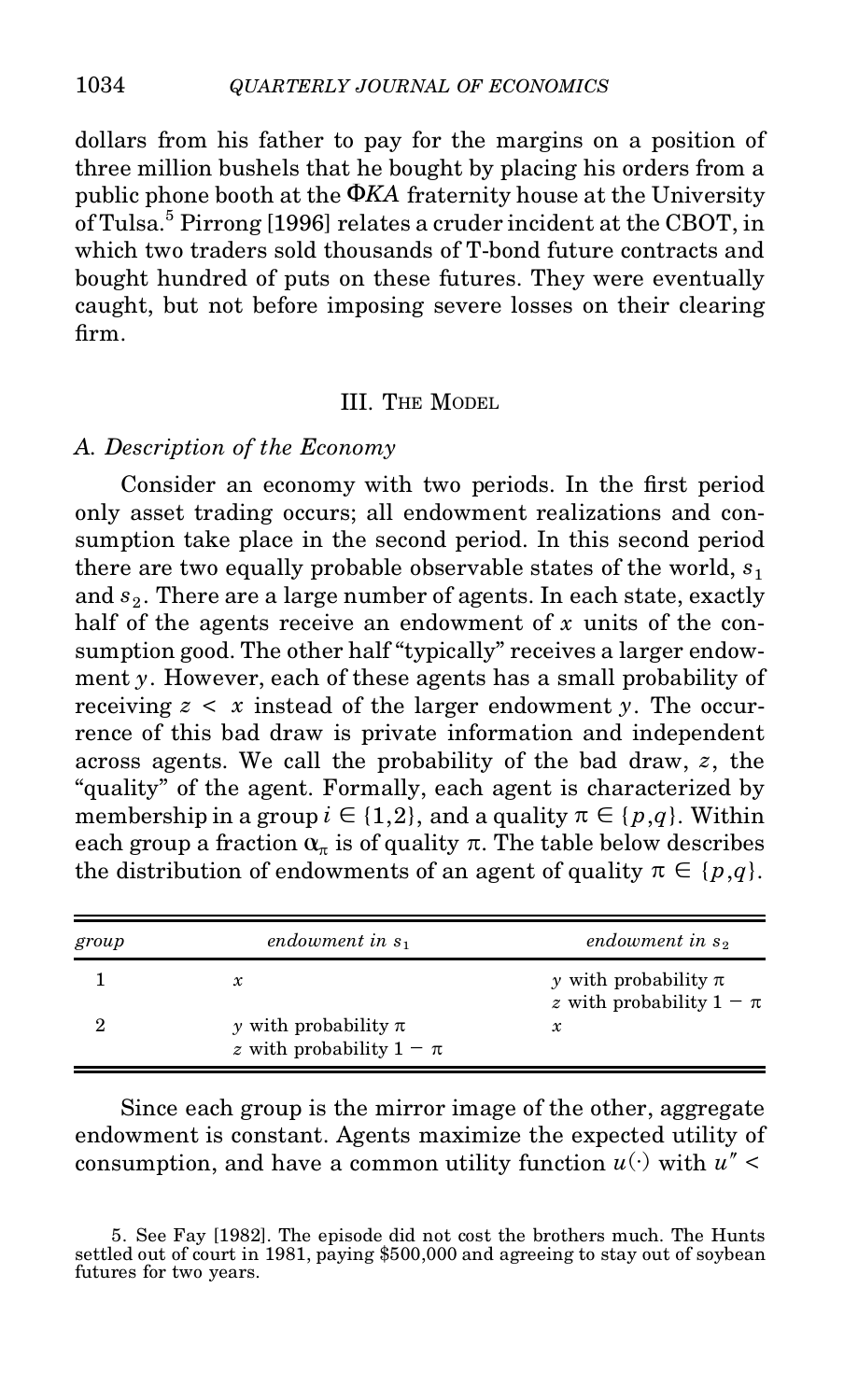dollars from his father to pay for the margins on a position of three million bushels that he bought by placing his orders from a public phone booth at the $\Phi KA$ fraternity house at the University of Tulsa.[5] Pirrong [1996] relates a cruder incident at the CBOT, in which two traders sold thousands of T-bond future contracts and bought hundred of puts on these futures. They were eventually caught, but not before imposing severe losses on their clearing firm.

## III. The Model

### A. Description of the Economy

Consider an economy with two periods. In the first period only asset trading occurs; all endowment realizations and consumption take place in the second period. In this second period there are two equally probable observable states of the world, $s_1$ and $s_2$. There are a large number of agents. In each state, exactly half of the agents receive an endowment of $x$ units of the consumption good. The other half "typically" receives a larger endowment $y$. However, each of these agents has a small probability of receiving $z < x$ instead of the larger endowment $y$. The occurrence of this bad draw is private information and independent across agents. We call the probability of the bad draw, $z$, the "quality" of the agent. Formally, each agent is characterized by membership in a group $i \in \{1,2\}$, and a quality $\pi \in \{p,q\}$. Within each group a fraction $\alpha_\pi$ is of quality $\pi$. The table below describes the distribution of endowments of an agent of quality $\pi \in \{p,q\}$.

| *group* | *endowment in* $s_1$ | *endowment in* $s_2$ |
|---|---|---|
| 1 | $x$ | $y$ with probability $\pi$<br>$z$ with probability $1 - \pi$ |
| 2 | $y$ with probability $\pi$<br>$z$ with probability $1 - \pi$ | $x$ |

Since each group is the mirror image of the other, aggregate endowment is constant. Agents maximize the expected utility of consumption, and have a common utility function $u(\cdot)$ with $u'' <$

5. See Fay [1982]. The episode did not cost the brothers much. The Hunts settled out of court in 1981, paying \$500,000 and agreeing to stay out of soybean futures for two years.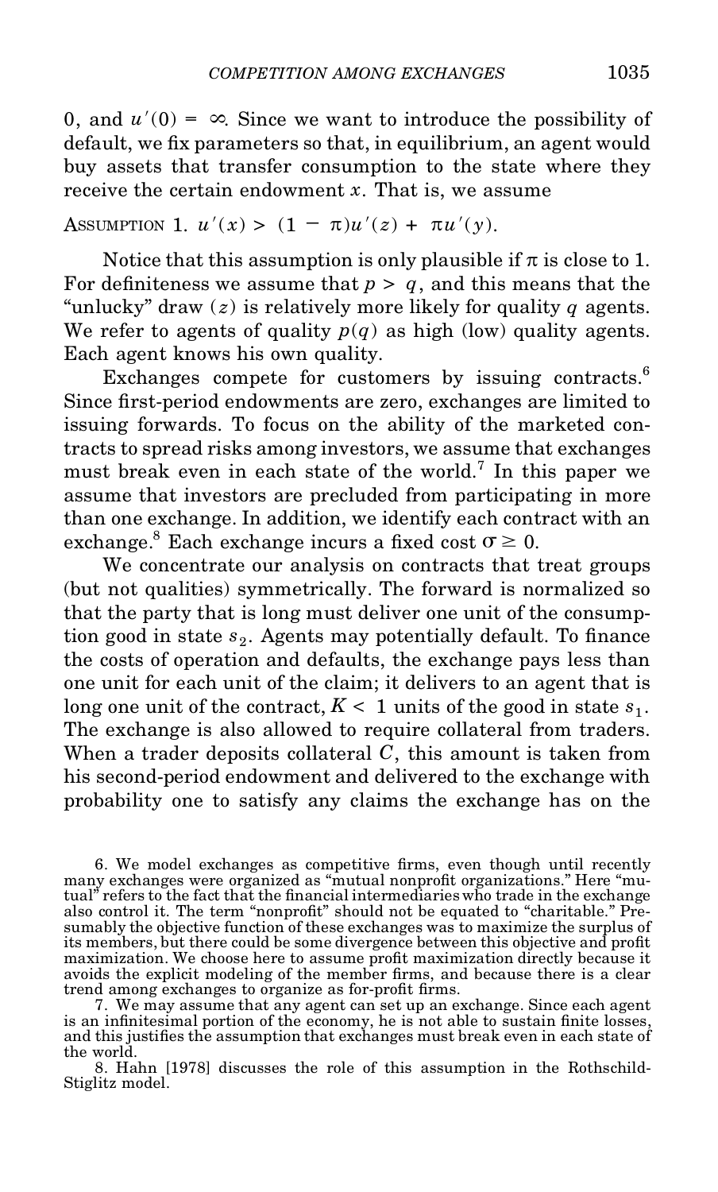0, and $u'(0) = \infty$. Since we want to introduce the possibility of default, we fix parameters so that, in equilibrium, an agent would buy assets that transfer consumption to the state where they receive the certain endowment $x$. That is, we assume

ASSUMPTION 1. $u'(x) > (1 - \pi)u'(z) + \pi u'(y)$.

Notice that this assumption is only plausible if $\pi$ is close to 1. For definiteness we assume that $p > q$, and this means that the "unlucky" draw ($z$) is relatively more likely for quality $q$ agents. We refer to agents of quality $p(q)$ as high (low) quality agents. Each agent knows his own quality.

Exchanges compete for customers by issuing contracts.[6] Since first-period endowments are zero, exchanges are limited to issuing forwards. To focus on the ability of the marketed contracts to spread risks among investors, we assume that exchanges must break even in each state of the world.[7] In this paper we assume that investors are precluded from participating in more than one exchange. In addition, we identify each contract with an exchange.[8] Each exchange incurs a fixed cost $\sigma \geq 0$.

We concentrate our analysis on contracts that treat groups (but not qualities) symmetrically. The forward is normalized so that the party that is long must deliver one unit of the consumption good in state $s_2$. Agents may potentially default. To finance the costs of operation and defaults, the exchange pays less than one unit for each unit of the claim; it delivers to an agent that is long one unit of the contract, $K < 1$ units of the good in state $s_1$. The exchange is also allowed to require collateral from traders. When a trader deposits collateral $C$, this amount is taken from his second-period endowment and delivered to the exchange with probability one to satisfy any claims the exchange has on the

6. We model exchanges as competitive firms, even though until recently many exchanges were organized as "mutual nonprofit organizations." Here "mutual" refers to the fact that the financial intermediaries who trade in the exchange also control it. The term "nonprofit" should not be equated to "charitable." Presumably the objective function of these exchanges was to maximize the surplus of its members, but there could be some divergence between this objective and profit maximization. We choose here to assume profit maximization directly because it avoids the explicit modeling of the member firms, and because there is a clear trend among exchanges to organize as for-profit firms.

7. We may assume that any agent can set up an exchange. Since each agent is an infinitesimal portion of the economy, he is not able to sustain finite losses, and this justifies the assumption that exchanges must break even in each state of the world.

8. Hahn [1978] discusses the role of this assumption in the Rothschild-Stiglitz model.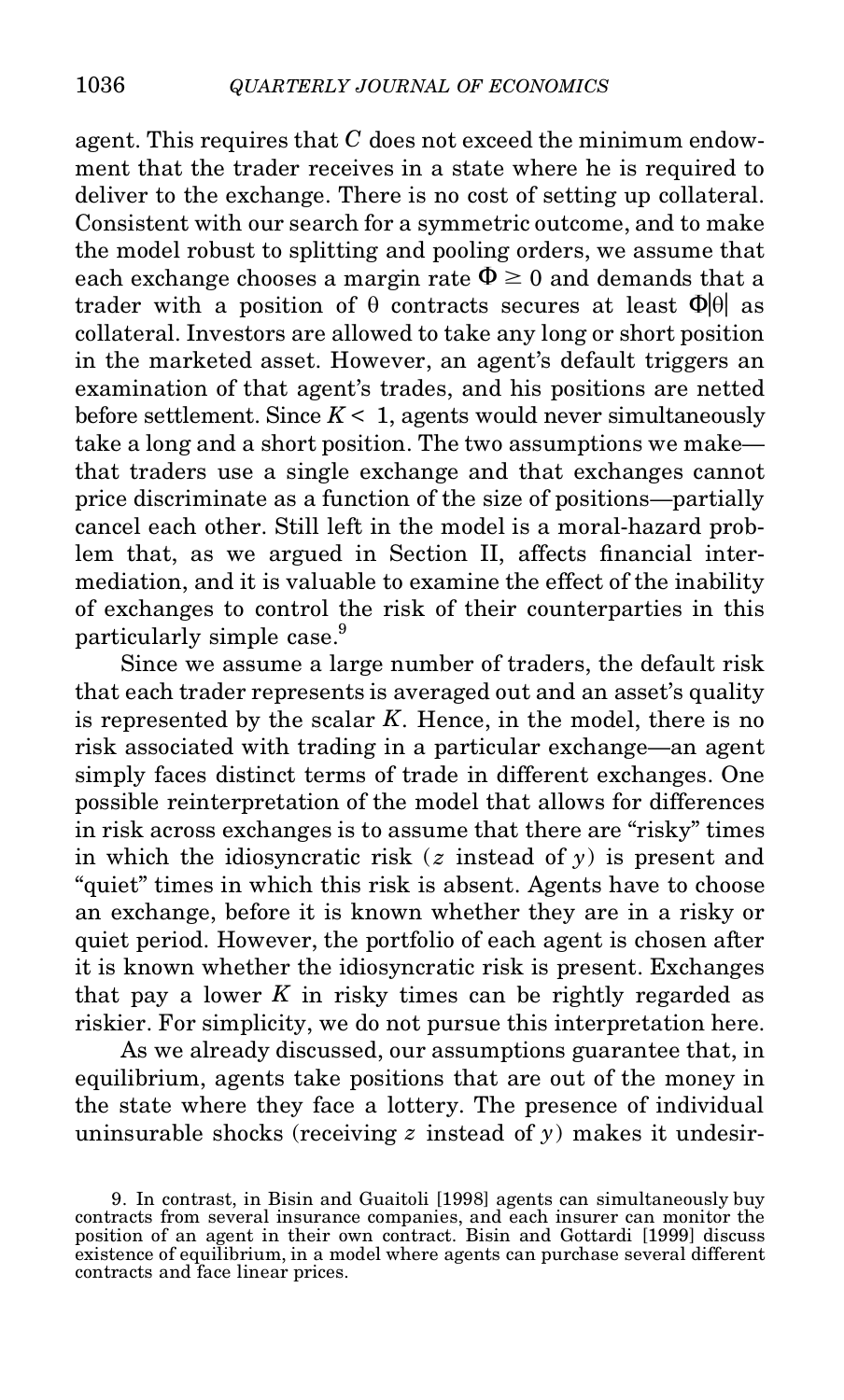agent. This requires that $C$ does not exceed the minimum endowment that the trader receives in a state where he is required to deliver to the exchange. There is no cost of setting up collateral. Consistent with our search for a symmetric outcome, and to make the model robust to splitting and pooling orders, we assume that each exchange chooses a margin rate $\Phi \geq 0$ and demands that a trader with a position of $\theta$ contracts secures at least $\Phi|\theta|$ as collateral. Investors are allowed to take any long or short position in the marketed asset. However, an agent's default triggers an examination of that agent's trades, and his positions are netted before settlement. Since $K < 1$, agents would never simultaneously take a long and a short position. The two assumptions we make—that traders use a single exchange and that exchanges cannot price discriminate as a function of the size of positions—partially cancel each other. Still left in the model is a moral-hazard problem that, as we argued in Section II, affects financial intermediation, and it is valuable to examine the effect of the inability of exchanges to control the risk of their counterparties in this particularly simple case.[9]

Since we assume a large number of traders, the default risk that each trader represents is averaged out and an asset's quality is represented by the scalar $K$. Hence, in the model, there is no risk associated with trading in a particular exchange—an agent simply faces distinct terms of trade in different exchanges. One possible reinterpretation of the model that allows for differences in risk across exchanges is to assume that there are "risky" times in which the idiosyncratic risk ($z$ instead of $y$) is present and "quiet" times in which this risk is absent. Agents have to choose an exchange, before it is known whether they are in a risky or quiet period. However, the portfolio of each agent is chosen after it is known whether the idiosyncratic risk is present. Exchanges that pay a lower $K$ in risky times can be rightly regarded as riskier. For simplicity, we do not pursue this interpretation here.

As we already discussed, our assumptions guarantee that, in equilibrium, agents take positions that are out of the money in the state where they face a lottery. The presence of individual uninsurable shocks (receiving $z$ instead of $y$) makes it undesir-

9. In contrast, in Bisin and Guaitoli [1998] agents can simultaneously buy contracts from several insurance companies, and each insurer can monitor the position of an agent in their own contract. Bisin and Gottardi [1999] discuss existence of equilibrium, in a model where agents can purchase several different contracts and face linear prices.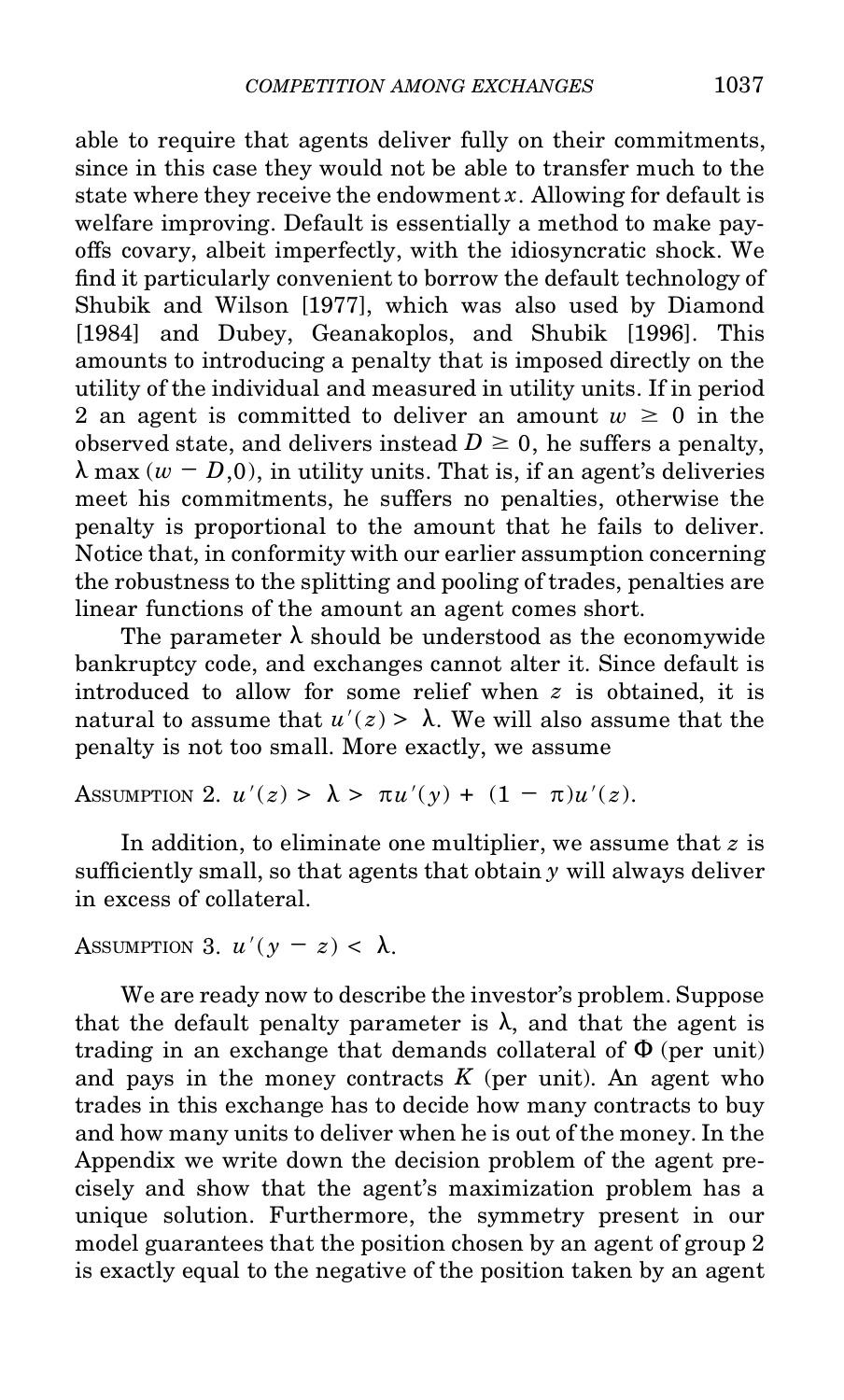able to require that agents deliver fully on their commitments, since in this case they would not be able to transfer much to the state where they receive the endowment $x$. Allowing for default is welfare improving. Default is essentially a method to make payoffs covary, albeit imperfectly, with the idiosyncratic shock. We find it particularly convenient to borrow the default technology of Shubik and Wilson [1977], which was also used by Diamond [1984] and Dubey, Geanakoplos, and Shubik [1996]. This amounts to introducing a penalty that is imposed directly on the utility of the individual and measured in utility units. If in period 2 an agent is committed to deliver an amount $w \geq 0$ in the observed state, and delivers instead $D \geq 0$, he suffers a penalty, $\lambda \max(w - D, 0)$, in utility units. That is, if an agent's deliveries meet his commitments, he suffers no penalties, otherwise the penalty is proportional to the amount that he fails to deliver. Notice that, in conformity with our earlier assumption concerning the robustness to the splitting and pooling of trades, penalties are linear functions of the amount an agent comes short.

The parameter $\lambda$ should be understood as the economywide bankruptcy code, and exchanges cannot alter it. Since default is introduced to allow for some relief when $z$ is obtained, it is natural to assume that $u'(z) > \lambda$. We will also assume that the penalty is not too small. More exactly, we assume

ASSUMPTION 2. $u'(z) > \lambda > \pi u'(y) + (1 - \pi)u'(z)$.

In addition, to eliminate one multiplier, we assume that $z$ is sufficiently small, so that agents that obtain $y$ will always deliver in excess of collateral.

ASSUMPTION 3. $u'(y - z) < \lambda$.

We are ready now to describe the investor's problem. Suppose that the default penalty parameter is $\lambda$, and that the agent is trading in an exchange that demands collateral of $\Phi$ (per unit) and pays in the money contracts $K$ (per unit). An agent who trades in this exchange has to decide how many contracts to buy and how many units to deliver when he is out of the money. In the Appendix we write down the decision problem of the agent precisely and show that the agent's maximization problem has a unique solution. Furthermore, the symmetry present in our model guarantees that the position chosen by an agent of group 2 is exactly equal to the negative of the position taken by an agent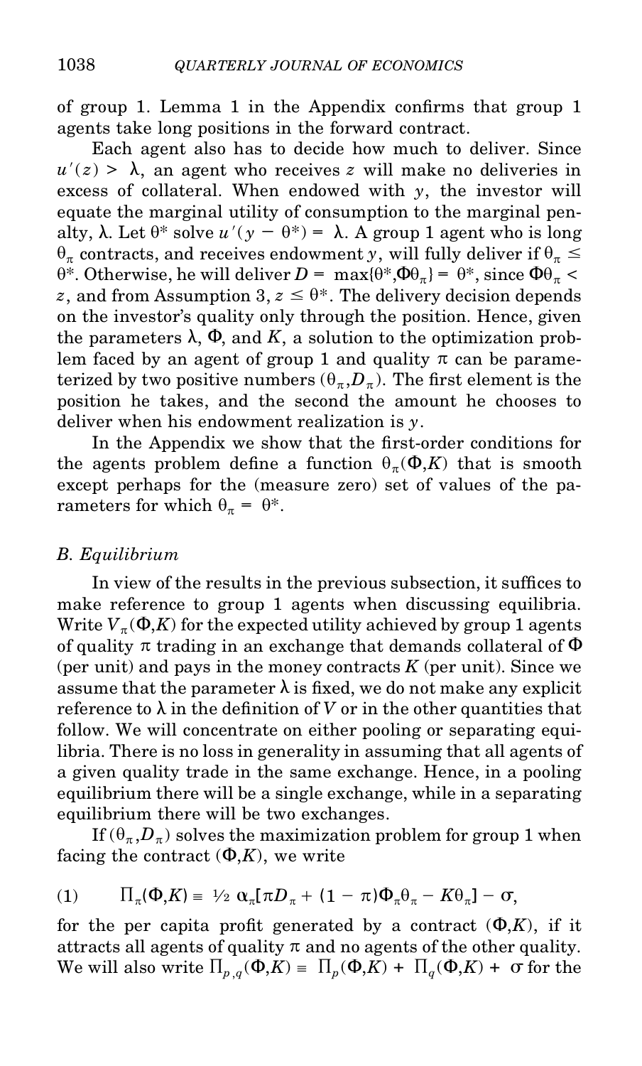of group 1. Lemma 1 in the Appendix confirms that group 1 agents take long positions in the forward contract.

Each agent also has to decide how much to deliver. Since $u'(z) > \lambda$, an agent who receives $z$ will make no deliveries in excess of collateral. When endowed with $y$, the investor will equate the marginal utility of consumption to the marginal penalty, $\lambda$. Let $\theta^*$ solve $u'(y - \theta^*) = \lambda$. A group 1 agent who is long $\theta_\pi$ contracts, and receives endowment $y$, will fully deliver if $\theta_\pi \leq \theta^*$. Otherwise, he will deliver $D = \max\{\theta^*, \Phi\theta_\pi\} = \theta^*$, since $\Phi\theta_\pi < z$, and from Assumption 3, $z \leq \theta^*$. The delivery decision depends on the investor's quality only through the position. Hence, given the parameters $\lambda$, $\Phi$, and $K$, a solution to the optimization problem faced by an agent of group 1 and quality $\pi$ can be parameterized by two positive numbers $(\theta_\pi, D_\pi)$. The first element is the position he takes, and the second the amount he chooses to deliver when his endowment realization is $y$.

In the Appendix we show that the first-order conditions for the agents problem define a function $\theta_\pi(\Phi, K)$ that is smooth except perhaps for the (measure zero) set of values of the parameters for which $\theta_\pi = \theta^*$.

### *B. Equilibrium*

In view of the results in the previous subsection, it suffices to make reference to group 1 agents when discussing equilibria. Write $V_\pi(\Phi, K)$ for the expected utility achieved by group 1 agents of quality $\pi$ trading in an exchange that demands collateral of $\Phi$ (per unit) and pays in the money contracts $K$ (per unit). Since we assume that the parameter $\lambda$ is fixed, we do not make any explicit reference to $\lambda$ in the definition of $V$ or in the other quantities that follow. We will concentrate on either pooling or separating equilibria. There is no loss in generality in assuming that all agents of a given quality trade in the same exchange. Hence, in a pooling equilibrium there will be a single exchange, while in a separating equilibrium there will be two exchanges.

If $(\theta_\pi, D_\pi)$ solves the maximization problem for group 1 when facing the contract $(\Phi, K)$, we write

$$(1) \qquad \Pi_\pi(\Phi, K) \equiv \tfrac{1}{2}\, \alpha_\pi[\pi D_\pi + (1 - \pi)\Phi_\pi\theta_\pi - K\theta_\pi] - \sigma,$$

for the per capita profit generated by a contract $(\Phi, K)$, if it attracts all agents of quality $\pi$ and no agents of the other quality. We will also write $\Pi_{p,q}(\Phi, K) \equiv \Pi_p(\Phi, K) + \Pi_q(\Phi, K) + \sigma$ for the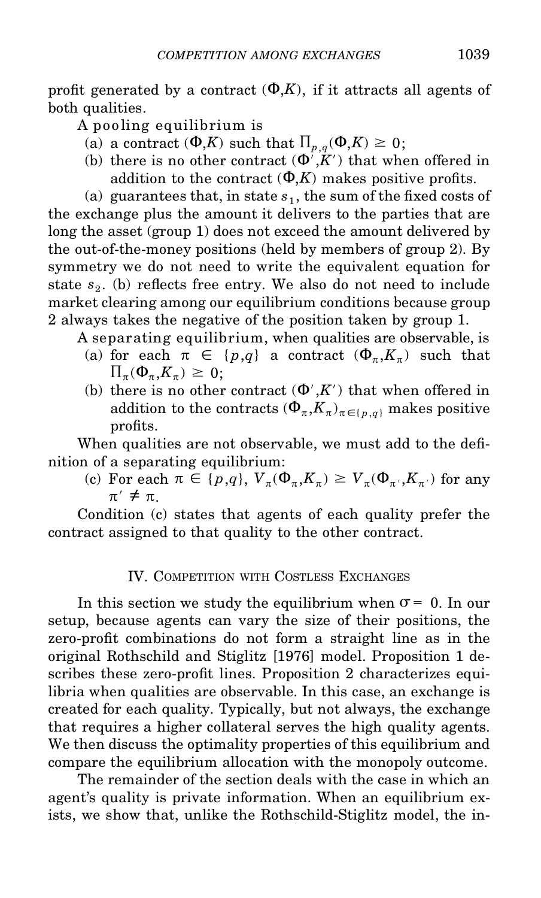profit generated by a contract $(\Phi, K)$, if it attracts all agents of both qualities.

A pooling equilibrium is

(a) a contract $(\Phi, K)$ such that $\Pi_{p,q}(\Phi, K) \geq 0$;

(b) there is no other contract $(\Phi', K')$ that when offered in addition to the contract $(\Phi, K)$ makes positive profits.

(a) guarantees that, in state $s_1$, the sum of the fixed costs of the exchange plus the amount it delivers to the parties that are long the asset (group 1) does not exceed the amount delivered by the out-of-the-money positions (held by members of group 2). By symmetry we do not need to write the equivalent equation for state $s_2$. (b) reflects free entry. We also do not need to include market clearing among our equilibrium conditions because group 2 always takes the negative of the position taken by group 1.

A separating equilibrium, when qualities are observable, is

(a) for each $\pi \in \{p,q\}$ a contract $(\Phi_\pi, K_\pi)$ such that $\Pi_\pi(\Phi_\pi, K_\pi) \geq 0$;

(b) there is no other contract $(\Phi', K')$ that when offered in addition to the contracts $(\Phi_\pi, K_\pi)_{\pi \in \{p,q\}}$ makes positive profits.

When qualities are not observable, we must add to the definition of a separating equilibrium:

(c) For each $\pi \in \{p,q\}$, $V_\pi(\Phi_\pi, K_\pi) \geq V_\pi(\Phi_{\pi'}, K_{\pi'})$ for any $\pi' \neq \pi$.

Condition (c) states that agents of each quality prefer the contract assigned to that quality to the other contract.

## IV. Competition with Costless Exchanges

In this section we study the equilibrium when $\sigma = 0$. In our setup, because agents can vary the size of their positions, the zero-profit combinations do not form a straight line as in the original Rothschild and Stiglitz [1976] model. Proposition 1 describes these zero-profit lines. Proposition 2 characterizes equilibria when qualities are observable. In this case, an exchange is created for each quality. Typically, but not always, the exchange that requires a higher collateral serves the high quality agents. We then discuss the optimality properties of this equilibrium and compare the equilibrium allocation with the monopoly outcome.

The remainder of the section deals with the case in which an agent's quality is private information. When an equilibrium exists, we show that, unlike the Rothschild-Stiglitz model, the in-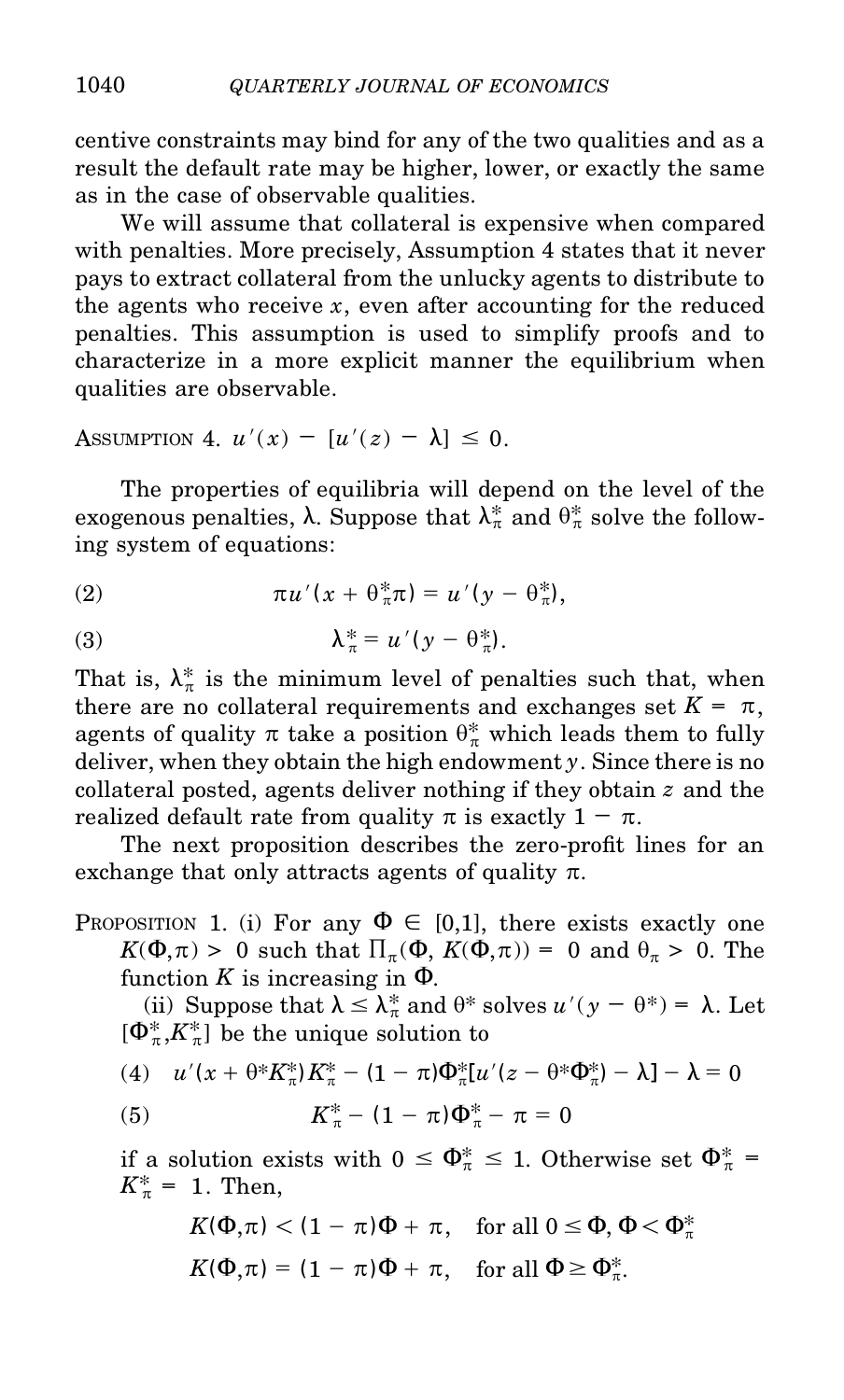centive constraints may bind for any of the two qualities and as a result the default rate may be higher, lower, or exactly the same as in the case of observable qualities.

We will assume that collateral is expensive when compared with penalties. More precisely, Assumption 4 states that it never pays to extract collateral from the unlucky agents to distribute to the agents who receive $x$, even after accounting for the reduced penalties. This assumption is used to simplify proofs and to characterize in a more explicit manner the equilibrium when qualities are observable.

ASSUMPTION 4. $u'(x) - [u'(z) - \lambda] \leq 0$.

The properties of equilibria will depend on the level of the exogenous penalties, $\lambda$. Suppose that $\lambda_\pi^*$ and $\theta_\pi^*$ solve the following system of equations:

$$\pi u'(x + \theta_\pi^* \pi) = u'(y - \theta_\pi^*), \tag{2}$$

$$\lambda_\pi^* = u'(y - \theta_\pi^*). \tag{3}$$

That is, $\lambda_\pi^*$ is the minimum level of penalties such that, when there are no collateral requirements and exchanges set $K = \pi$, agents of quality $\pi$ take a position $\theta_\pi^*$ which leads them to fully deliver, when they obtain the high endowment $y$. Since there is no collateral posted, agents deliver nothing if they obtain $z$ and the realized default rate from quality $\pi$ is exactly $1 - \pi$.

The next proposition describes the zero-profit lines for an exchange that only attracts agents of quality $\pi$.

PROPOSITION 1. (i) For any $\Phi \in [0,1]$, there exists exactly one $K(\Phi,\pi) > 0$ such that $\Pi_\pi(\Phi, K(\Phi,\pi)) = 0$ and $\theta_\pi > 0$. The function $K$ is increasing in $\Phi$.

(ii) Suppose that $\lambda \leq \lambda_\pi^*$ and $\theta^*$ solves $u'(y - \theta^*) = \lambda$. Let $[\Phi_\pi^*, K_\pi^*]$ be the unique solution to

$$u'(x + \theta^* K_\pi^*) K_\pi^* - (1 - \pi)\Phi_\pi^*[u'(z - \theta^* \Phi_\pi^*) - \lambda] - \lambda = 0 \tag{4}$$

$$K_\pi^* - (1 - \pi)\Phi_\pi^* - \pi = 0 \tag{5}$$

if a solution exists with $0 \leq \Phi_\pi^* \leq 1$. Otherwise set $\Phi_\pi^* = K_\pi^* = 1$. Then,

$$K(\Phi,\pi) < (1 - \pi)\Phi + \pi, \quad \text{for all } 0 \leq \Phi, \Phi < \Phi_\pi^*$$

$$K(\Phi,\pi) = (1 - \pi)\Phi + \pi, \quad \text{for all } \Phi \geq \Phi_\pi^*.$$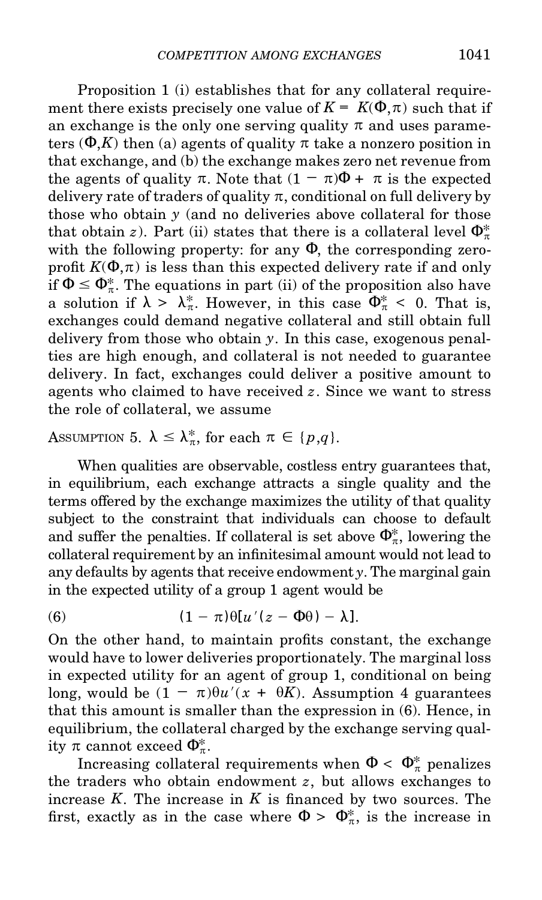Proposition 1 (i) establishes that for any collateral requirement there exists precisely one value of $K = K(\Phi,\pi)$ such that if an exchange is the only one serving quality $\pi$ and uses parameters $(\Phi,K)$ then (a) agents of quality $\pi$ take a nonzero position in that exchange, and (b) the exchange makes zero net revenue from the agents of quality $\pi$. Note that $(1 - \pi)\Phi + \pi$ is the expected delivery rate of traders of quality $\pi$, conditional on full delivery by those who obtain $y$ (and no deliveries above collateral for those that obtain $z$). Part (ii) states that there is a collateral level $\Phi_\pi^*$ with the following property: for any $\Phi$, the corresponding zero-profit $K(\Phi,\pi)$ is less than this expected delivery rate if and only if $\Phi \leq \Phi_\pi^*$. The equations in part (ii) of the proposition also have a solution if $\lambda > \lambda_\pi^*$. However, in this case $\Phi_\pi^* < 0$. That is, exchanges could demand negative collateral and still obtain full delivery from those who obtain $y$. In this case, exogenous penalties are high enough, and collateral is not needed to guarantee delivery. In fact, exchanges could deliver a positive amount to agents who claimed to have received $z$. Since we want to stress the role of collateral, we assume

ASSUMPTION 5. $\lambda \leq \lambda_\pi^*$, for each $\pi \in \{p,q\}$.

When qualities are observable, costless entry guarantees that, in equilibrium, each exchange attracts a single quality and the terms offered by the exchange maximizes the utility of that quality subject to the constraint that individuals can choose to default and suffer the penalties. If collateral is set above $\Phi_\pi^*$, lowering the collateral requirement by an infinitesimal amount would not lead to any defaults by agents that receive endowment $y$. The marginal gain in the expected utility of a group 1 agent would be

$$(1 - \pi)\theta[u'(z - \Phi\theta) - \lambda]. \tag{6}$$

On the other hand, to maintain profits constant, the exchange would have to lower deliveries proportionately. The marginal loss in expected utility for an agent of group 1, conditional on being long, would be $(1 - \pi)\theta u'(x + \theta K)$. Assumption 4 guarantees that this amount is smaller than the expression in (6). Hence, in equilibrium, the collateral charged by the exchange serving quality $\pi$ cannot exceed $\Phi_\pi^*$.

Increasing collateral requirements when $\Phi < \Phi_\pi^*$ penalizes the traders who obtain endowment $z$, but allows exchanges to increase $K$. The increase in $K$ is financed by two sources. The first, exactly as in the case where $\Phi > \Phi_\pi^*$, is the increase in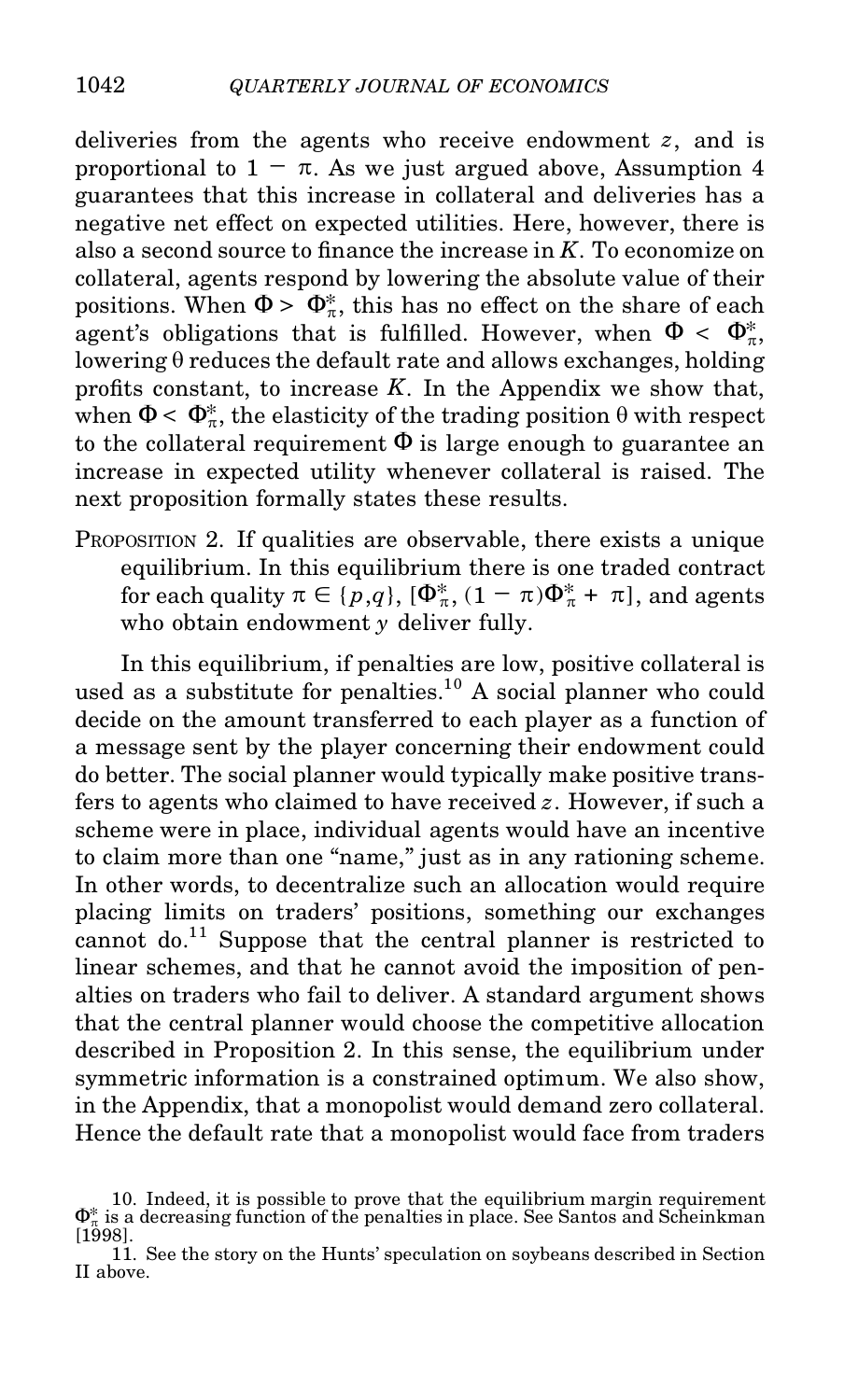deliveries from the agents who receive endowment $z$, and is proportional to $1 - \pi$. As we just argued above, Assumption 4 guarantees that this increase in collateral and deliveries has a negative net effect on expected utilities. Here, however, there is also a second source to finance the increase in $K$. To economize on collateral, agents respond by lowering the absolute value of their positions. When $\Phi > \Phi^*_\pi$, this has no effect on the share of each agent's obligations that is fulfilled. However, when $\Phi < \Phi^*_\pi$, lowering $\theta$ reduces the default rate and allows exchanges, holding profits constant, to increase $K$. In the Appendix we show that, when $\Phi < \Phi^*_\pi$, the elasticity of the trading position $\theta$ with respect to the collateral requirement $\Phi$ is large enough to guarantee an increase in expected utility whenever collateral is raised. The next proposition formally states these results.

PROPOSITION 2. If qualities are observable, there exists a unique equilibrium. In this equilibrium there is one traded contract for each quality $\pi \in \{p,q\}$, $[\Phi^*_\pi, (1 - \pi)\Phi^*_\pi + \pi]$, and agents who obtain endowment $y$ deliver fully.

In this equilibrium, if penalties are low, positive collateral is used as a substitute for penalties.[10] A social planner who could decide on the amount transferred to each player as a function of a message sent by the player concerning their endowment could do better. The social planner would typically make positive transfers to agents who claimed to have received $z$. However, if such a scheme were in place, individual agents would have an incentive to claim more than one "name," just as in any rationing scheme. In other words, to decentralize such an allocation would require placing limits on traders' positions, something our exchanges cannot do.[11] Suppose that the central planner is restricted to linear schemes, and that he cannot avoid the imposition of penalties on traders who fail to deliver. A standard argument shows that the central planner would choose the competitive allocation described in Proposition 2. In this sense, the equilibrium under symmetric information is a constrained optimum. We also show, in the Appendix, that a monopolist would demand zero collateral. Hence the default rate that a monopolist would face from traders

10. Indeed, it is possible to prove that the equilibrium margin requirement $\Phi^*_\pi$ is a decreasing function of the penalties in place. See Santos and Scheinkman [1998].

11. See the story on the Hunts' speculation on soybeans described in Section II above.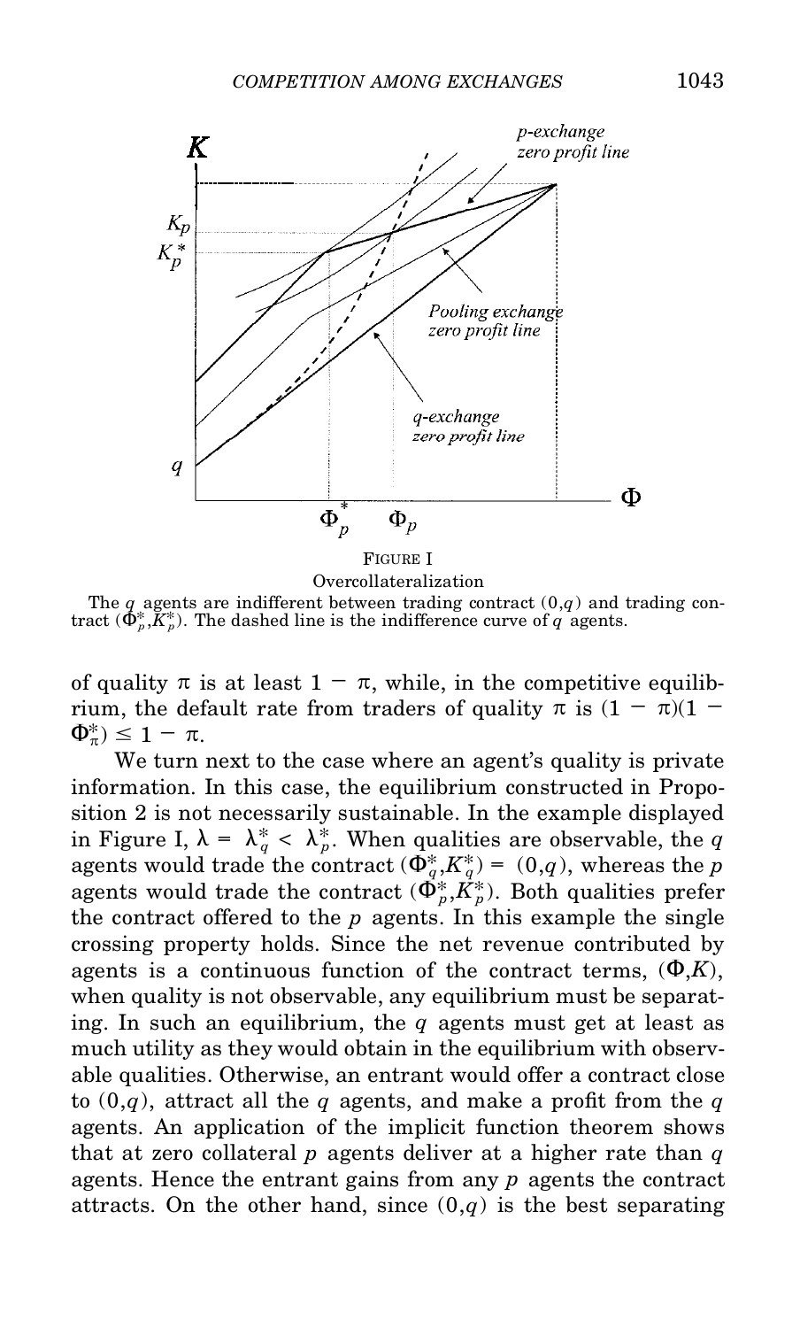FIGURE I

Overcollateralization

The $q$ agents are indifferent between trading contract $(0,q)$ and trading contract $(\Phi_p^*,K_p^*)$. The dashed line is the indifference curve of $q$ agents.

of quality $\pi$ is at least $1 - \pi$, while, in the competitive equilibrium, the default rate from traders of quality $\pi$ is $(1 - \pi)(1 - \Phi_\pi^*) \leq 1 - \pi$.

We turn next to the case where an agent's quality is private information. In this case, the equilibrium constructed in Proposition 2 is not necessarily sustainable. In the example displayed in Figure I, $\lambda = \lambda_q^* < \lambda_p^*$. When qualities are observable, the $q$ agents would trade the contract $(\Phi_q^*,K_q^*) = (0,q)$, whereas the $p$ agents would trade the contract $(\Phi_p^*,K_p^*)$. Both qualities prefer the contract offered to the $p$ agents. In this example the single crossing property holds. Since the net revenue contributed by agents is a continuous function of the contract terms, $(\Phi,K)$, when quality is not observable, any equilibrium must be separating. In such an equilibrium, the $q$ agents must get at least as much utility as they would obtain in the equilibrium with observable qualities. Otherwise, an entrant would offer a contract close to $(0,q)$, attract all the $q$ agents, and make a profit from the $q$ agents. An application of the implicit function theorem shows that at zero collateral $p$ agents deliver at a higher rate than $q$ agents. Hence the entrant gains from any $p$ agents the contract attracts. On the other hand, since $(0,q)$ is the best separating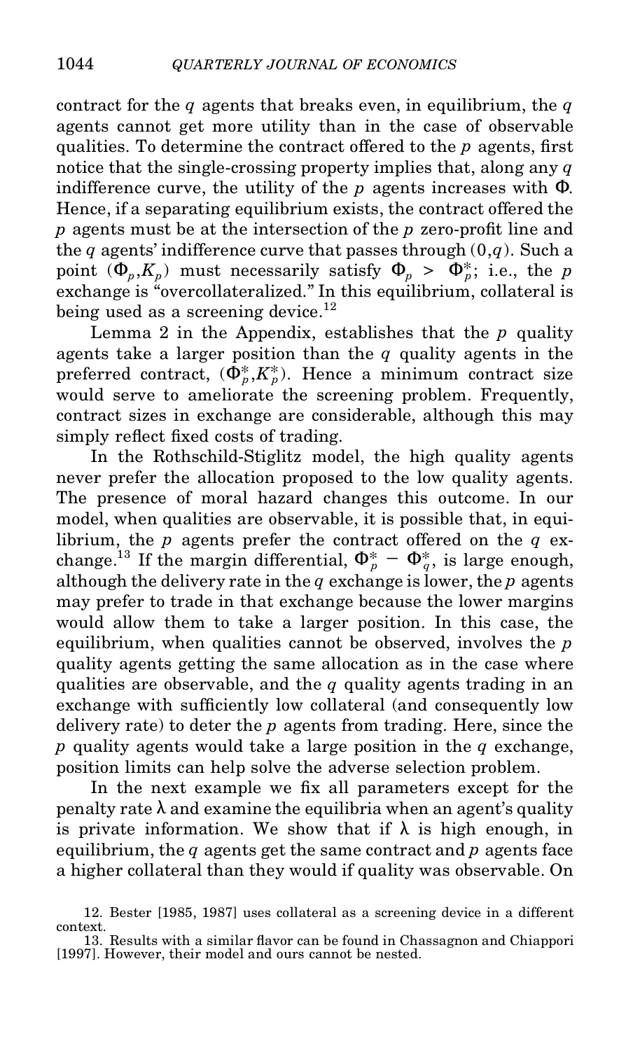contract for the $q$ agents that breaks even, in equilibrium, the $q$ agents cannot get more utility than in the case of observable qualities. To determine the contract offered to the $p$ agents, first notice that the single-crossing property implies that, along any $q$ indifference curve, the utility of the $p$ agents increases with $\Phi$. Hence, if a separating equilibrium exists, the contract offered the $p$ agents must be at the intersection of the $p$ zero-profit line and the $q$ agents' indifference curve that passes through $(0,q)$. Such a point $(\Phi_p, K_p)$ must necessarily satisfy $\Phi_p > \Phi_p^*$; i.e., the $p$ exchange is "overcollateralized." In this equilibrium, collateral is being used as a screening device.[12]

Lemma 2 in the Appendix, establishes that the $p$ quality agents take a larger position than the $q$ quality agents in the preferred contract, $(\Phi_p^*, K_p^*)$. Hence a minimum contract size would serve to ameliorate the screening problem. Frequently, contract sizes in exchange are considerable, although this may simply reflect fixed costs of trading.

In the Rothschild-Stiglitz model, the high quality agents never prefer the allocation proposed to the low quality agents. The presence of moral hazard changes this outcome. In our model, when qualities are observable, it is possible that, in equilibrium, the $p$ agents prefer the contract offered on the $q$ exchange.[13] If the margin differential, $\Phi_p^* - \Phi_q^*$, is large enough, although the delivery rate in the $q$ exchange is lower, the $p$ agents may prefer to trade in that exchange because the lower margins would allow them to take a larger position. In this case, the equilibrium, when qualities cannot be observed, involves the $p$ quality agents getting the same allocation as in the case where qualities are observable, and the $q$ quality agents trading in an exchange with sufficiently low collateral (and consequently low delivery rate) to deter the $p$ agents from trading. Here, since the $p$ quality agents would take a large position in the $q$ exchange, position limits can help solve the adverse selection problem.

In the next example we fix all parameters except for the penalty rate $\lambda$ and examine the equilibria when an agent's quality is private information. We show that if $\lambda$ is high enough, in equilibrium, the $q$ agents get the same contract and $p$ agents face a higher collateral than they would if quality was observable. On

12. Bester [1985, 1987] uses collateral as a screening device in a different context.

13. Results with a similar flavor can be found in Chassagnon and Chiappori [1997]. However, their model and ours cannot be nested.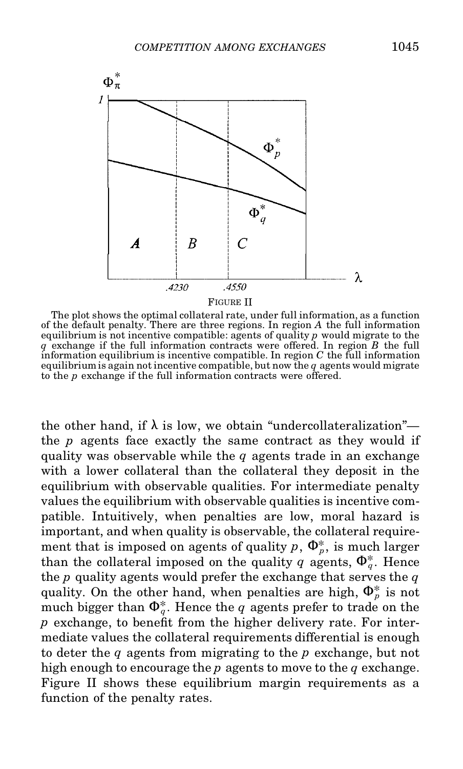FIGURE II

The plot shows the optimal collateral rate, under full information, as a function of the default penalty. There are three regions. In region $A$ the full information equilibrium is not incentive compatible: agents of quality $p$ would migrate to the $q$ exchange if the full information contracts were offered. In region $B$ the full information equilibrium is incentive compatible. In region $C$ the full information equilibrium is again not incentive compatible, but now the $q$ agents would migrate to the $p$ exchange if the full information contracts were offered.

the other hand, if $\lambda$ is low, we obtain "undercollateralization"—the $p$ agents face exactly the same contract as they would if quality was observable while the $q$ agents trade in an exchange with a lower collateral than the collateral they deposit in the equilibrium with observable qualities. For intermediate penalty values the equilibrium with observable qualities is incentive compatible. Intuitively, when penalties are low, moral hazard is important, and when quality is observable, the collateral requirement that is imposed on agents of quality $p$, $\Phi_p^*$, is much larger than the collateral imposed on the quality $q$ agents, $\Phi_q^*$. Hence the $p$ quality agents would prefer the exchange that serves the $q$ quality. On the other hand, when penalties are high, $\Phi_p^*$ is not much bigger than $\Phi_q^*$. Hence the $q$ agents prefer to trade on the $p$ exchange, to benefit from the higher delivery rate. For intermediate values the collateral requirements differential is enough to deter the $q$ agents from migrating to the $p$ exchange, but not high enough to encourage the $p$ agents to move to the $q$ exchange. Figure II shows these equilibrium margin requirements as a function of the penalty rates.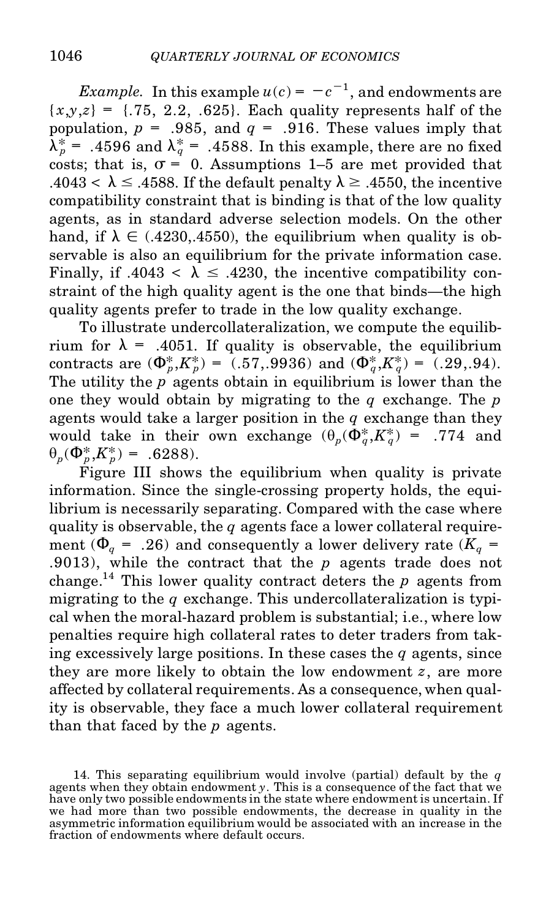*Example.* In this example $u(c) = -c^{-1}$, and endowments are $\{x,y,z\} = \{.75, 2.2, .625\}$. Each quality represents half of the population, $p = .985$, and $q = .916$. These values imply that $\lambda_p^* = .4596$ and $\lambda_q^* = .4588$. In this example, there are no fixed costs; that is, $\sigma = 0$. Assumptions 1–5 are met provided that $.4043 < \lambda \leq .4588$. If the default penalty $\lambda \geq .4550$, the incentive compatibility constraint that is binding is that of the low quality agents, as in standard adverse selection models. On the other hand, if $\lambda \in (.4230,.4550)$, the equilibrium when quality is observable is also an equilibrium for the private information case. Finally, if $.4043 < \lambda \leq .4230$, the incentive compatibility constraint of the high quality agent is the one that binds—the high quality agents prefer to trade in the low quality exchange.

To illustrate undercollateralization, we compute the equilibrium for $\lambda = .4051$. If quality is observable, the equilibrium contracts are $(\Phi_p^*, K_p^*) = (.57, .9936)$ and $(\Phi_q^*, K_q^*) = (.29, .94)$. The utility the $p$ agents obtain in equilibrium is lower than the one they would obtain by migrating to the $q$ exchange. The $p$ agents would take a larger position in the $q$ exchange than they would take in their own exchange ($\theta_p(\Phi_q^*, K_q^*) = .774$ and $\theta_p(\Phi_p^*, K_p^*) = .6288$).

Figure III shows the equilibrium when quality is private information. Since the single-crossing property holds, the equilibrium is necessarily separating. Compared with the case where quality is observable, the $q$ agents face a lower collateral requirement ($\Phi_q = .26$) and consequently a lower delivery rate ($K_q = .9013$), while the contract that the $p$ agents trade does not change.[14] This lower quality contract deters the $p$ agents from migrating to the $q$ exchange. This undercollateralization is typical when the moral-hazard problem is substantial; i.e., where low penalties require high collateral rates to deter traders from taking excessively large positions. In these cases the $q$ agents, since they are more likely to obtain the low endowment $z$, are more affected by collateral requirements. As a consequence, when quality is observable, they face a much lower collateral requirement than that faced by the $p$ agents.

14. This separating equilibrium would involve (partial) default by the $q$ agents when they obtain endowment $y$. This is a consequence of the fact that we have only two possible endowments in the state where endowment is uncertain. If we had more than two possible endowments, the decrease in quality in the asymmetric information equilibrium would be associated with an increase in the fraction of endowments where default occurs.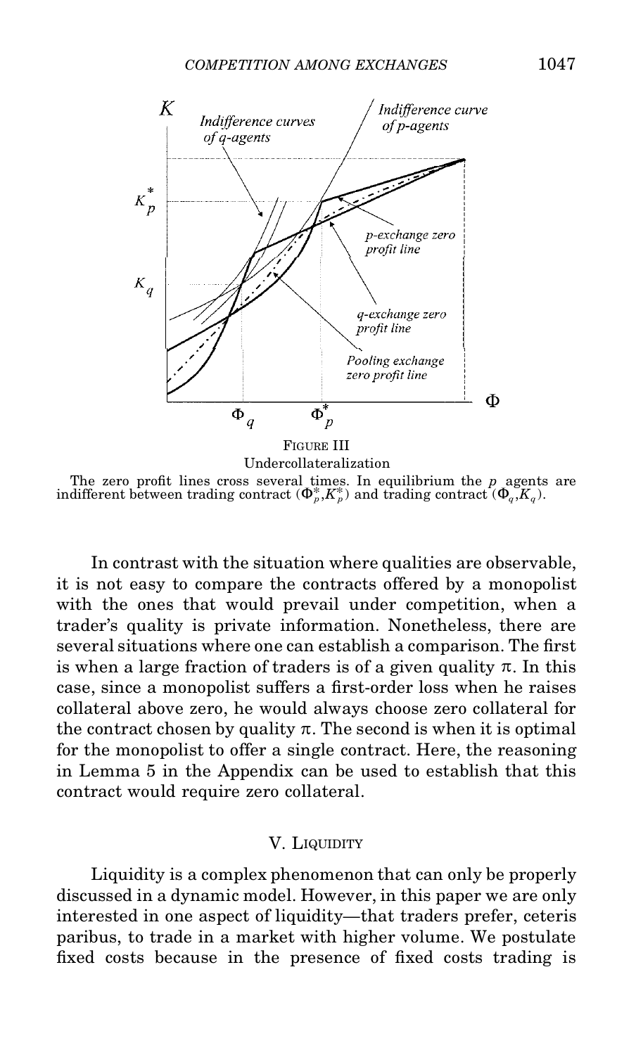FIGURE III
Undercollateralization

The zero profit lines cross several times. In equilibrium the $p$ agents are indifferent between trading contract $(\Phi_p^*, K_p^*)$ and trading contract $(\Phi_q, K_q)$.

In contrast with the situation where qualities are observable, it is not easy to compare the contracts offered by a monopolist with the ones that would prevail under competition, when a trader's quality is private information. Nonetheless, there are several situations where one can establish a comparison. The first is when a large fraction of traders is of a given quality $\pi$. In this case, since a monopolist suffers a first-order loss when he raises collateral above zero, he would always choose zero collateral for the contract chosen by quality $\pi$. The second is when it is optimal for the monopolist to offer a single contract. Here, the reasoning in Lemma 5 in the Appendix can be used to establish that this contract would require zero collateral.

## V. Liquidity

Liquidity is a complex phenomenon that can only be properly discussed in a dynamic model. However, in this paper we are only interested in one aspect of liquidity—that traders prefer, ceteris paribus, to trade in a market with higher volume. We postulate fixed costs because in the presence of fixed costs trading is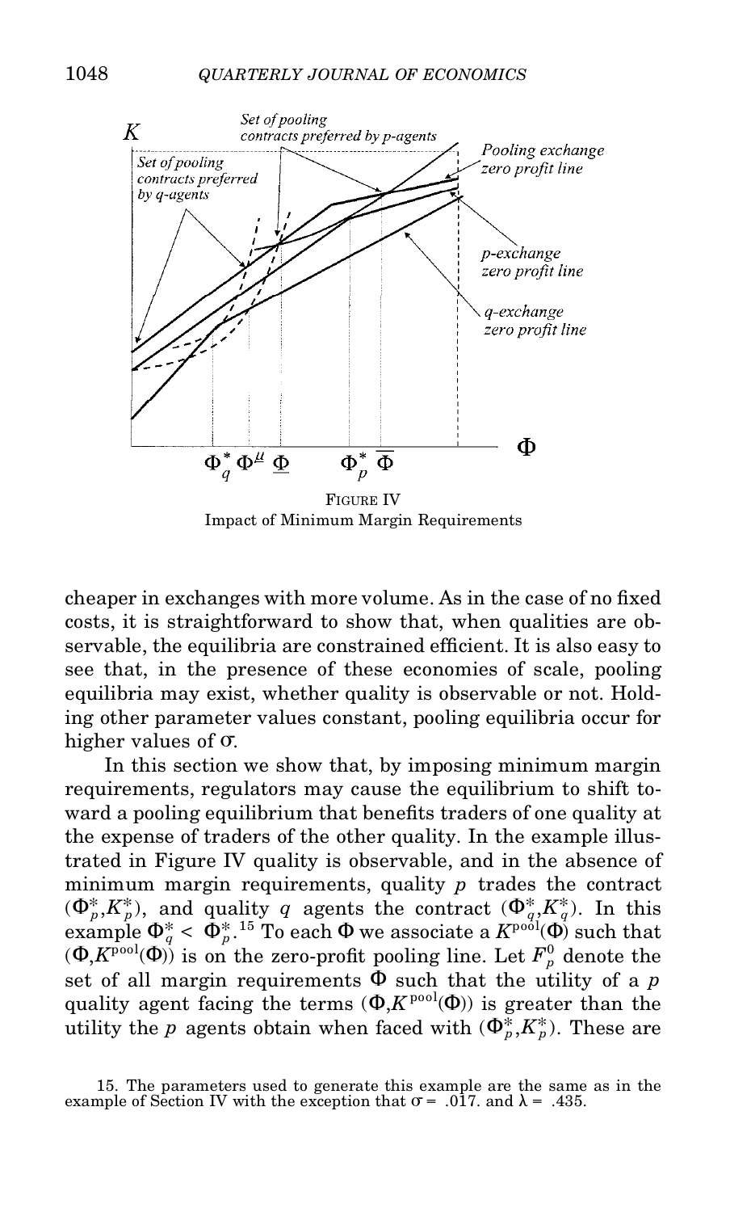FIGURE IV
Impact of Minimum Margin Requirements

cheaper in exchanges with more volume. As in the case of no fixed costs, it is straightforward to show that, when qualities are observable, the equilibria are constrained efficient. It is also easy to see that, in the presence of these economies of scale, pooling equilibria may exist, whether quality is observable or not. Holding other parameter values constant, pooling equilibria occur for higher values of $\sigma$.

In this section we show that, by imposing minimum margin requirements, regulators may cause the equilibrium to shift toward a pooling equilibrium that benefits traders of one quality at the expense of traders of the other quality. In the example illustrated in Figure IV quality is observable, and in the absence of minimum margin requirements, quality $p$ trades the contract $(\Phi_p^*, K_p^*)$, and quality $q$ agents the contract $(\Phi_q^*, K_q^*)$. In this example $\Phi_q^* < \Phi_p^*$.[15] To each $\Phi$ we associate a $K^{\text{pool}}(\Phi)$ such that $(\Phi, K^{\text{pool}}(\Phi))$ is on the zero-profit pooling line. Let $F_p^0$ denote the set of all margin requirements $\Phi$ such that the utility of a $p$ quality agent facing the terms $(\Phi, K^{\text{pool}}(\Phi))$ is greater than the utility the $p$ agents obtain when faced with $(\Phi_p^*, K_p^*)$. These are

15. The parameters used to generate this example are the same as in the example of Section IV with the exception that $\sigma = .017$. and $\lambda = .435$.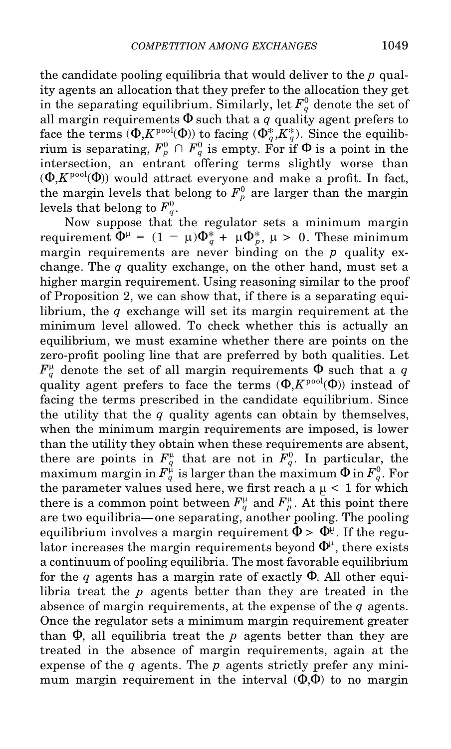the candidate pooling equilibria that would deliver to the $p$ quality agents an allocation that they prefer to the allocation they get in the separating equilibrium. Similarly, let $F_q^0$ denote the set of all margin requirements $\Phi$ such that a $q$ quality agent prefers to face the terms $(\Phi, K^{\text{pool}}(\Phi))$ to facing $(\Phi_q^*, K_q^*)$. Since the equilibrium is separating, $F_p^0 \cap F_q^0$ is empty. For if $\Phi$ is a point in the intersection, an entrant offering terms slightly worse than $(\Phi, K^{\text{pool}}(\Phi))$ would attract everyone and make a profit. In fact, the margin levels that belong to $F_p^0$ are larger than the margin levels that belong to $F_q^0$.

Now suppose that the regulator sets a minimum margin requirement $\Phi^{\mu} = (1 - \mu)\Phi_q^* + \mu\Phi_p^*$, $\mu > 0$. These minimum margin requirements are never binding on the $p$ quality exchange. The $q$ quality exchange, on the other hand, must set a higher margin requirement. Using reasoning similar to the proof of Proposition 2, we can show that, if there is a separating equilibrium, the $q$ exchange will set its margin requirement at the minimum level allowed. To check whether this is actually an equilibrium, we must examine whether there are points on the zero-profit pooling line that are preferred by both qualities. Let $F_q^{\mu}$ denote the set of all margin requirements $\Phi$ such that a $q$ quality agent prefers to face the terms $(\Phi, K^{\text{pool}}(\Phi))$ instead of facing the terms prescribed in the candidate equilibrium. Since the utility that the $q$ quality agents can obtain by themselves, when the minimum margin requirements are imposed, is lower than the utility they obtain when these requirements are absent, there are points in $F_q^{\mu}$ that are not in $F_q^0$. In particular, the maximum margin in $F_q^{\mu}$ is larger than the maximum $\Phi$ in $F_q^0$. For the parameter values used here, we first reach a $\underline{\mu} < 1$ for which there is a common point between $F_q^{\mu}$ and $F_p^{\mu}$. At this point there are two equilibria—one separating, another pooling. The pooling equilibrium involves a margin requirement $\Phi > \Phi^{\underline{\mu}}$. If the regulator increases the margin requirements beyond $\Phi^{\underline{\mu}}$, there exists a continuum of pooling equilibria. The most favorable equilibrium for the $q$ agents has a margin rate of exactly $\Phi$. All other equilibria treat the $p$ agents better than they are treated in the absence of margin requirements, at the expense of the $q$ agents. Once the regulator sets a minimum margin requirement greater than $\Phi$, all equilibria treat the $p$ agents better than they are treated in the absence of margin requirements, again at the expense of the $q$ agents. The $p$ agents strictly prefer any minimum margin requirement in the interval $(\Phi, \Phi)$ to no margin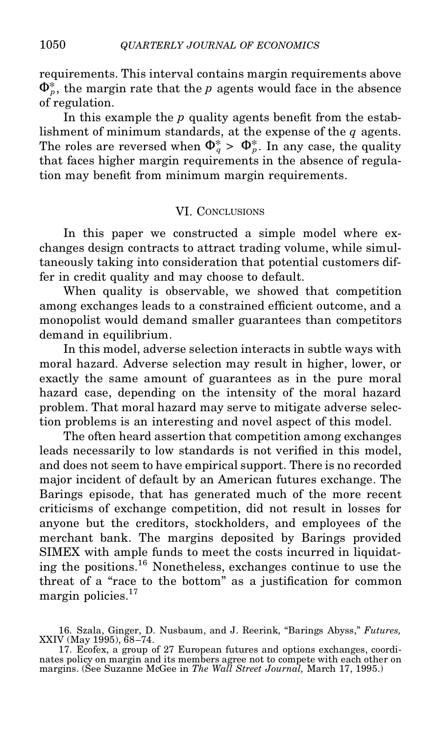requirements. This interval contains margin requirements above $\Phi_p^*$, the margin rate that the $p$ agents would face in the absence of regulation.

In this example the $p$ quality agents benefit from the establishment of minimum standards, at the expense of the $q$ agents. The roles are reversed when $\Phi_q^* > \Phi_p^*$. In any case, the quality that faces higher margin requirements in the absence of regulation may benefit from minimum margin requirements.

## VI. Conclusions

In this paper we constructed a simple model where exchanges design contracts to attract trading volume, while simultaneously taking into consideration that potential customers differ in credit quality and may choose to default.

When quality is observable, we showed that competition among exchanges leads to a constrained efficient outcome, and a monopolist would demand smaller guarantees than competitors demand in equilibrium.

In this model, adverse selection interacts in subtle ways with moral hazard. Adverse selection may result in higher, lower, or exactly the same amount of guarantees as in the pure moral hazard case, depending on the intensity of the moral hazard problem. That moral hazard may serve to mitigate adverse selection problems is an interesting and novel aspect of this model.

The often heard assertion that competition among exchanges leads necessarily to low standards is not verified in this model, and does not seem to have empirical support. There is no recorded major incident of default by an American futures exchange. The Barings episode, that has generated much of the more recent criticisms of exchange competition, did not result in losses for anyone but the creditors, stockholders, and employees of the merchant bank. The margins deposited by Barings provided SIMEX with ample funds to meet the costs incurred in liquidating the positions.[16] Nonetheless, exchanges continue to use the threat of a "race to the bottom" as a justification for common margin policies.[17]

16. Szala, Ginger, D. Nusbaum, and J. Reerink, "Barings Abyss," *Futures,* XXIV (May 1995), 68–74.

17. Ecofex, a group of 27 European futures and options exchanges, coordinates policy on margin and its members agree not to compete with each other on margins. (See Suzanne McGee in *The Wall Street Journal,* March 17, 1995.)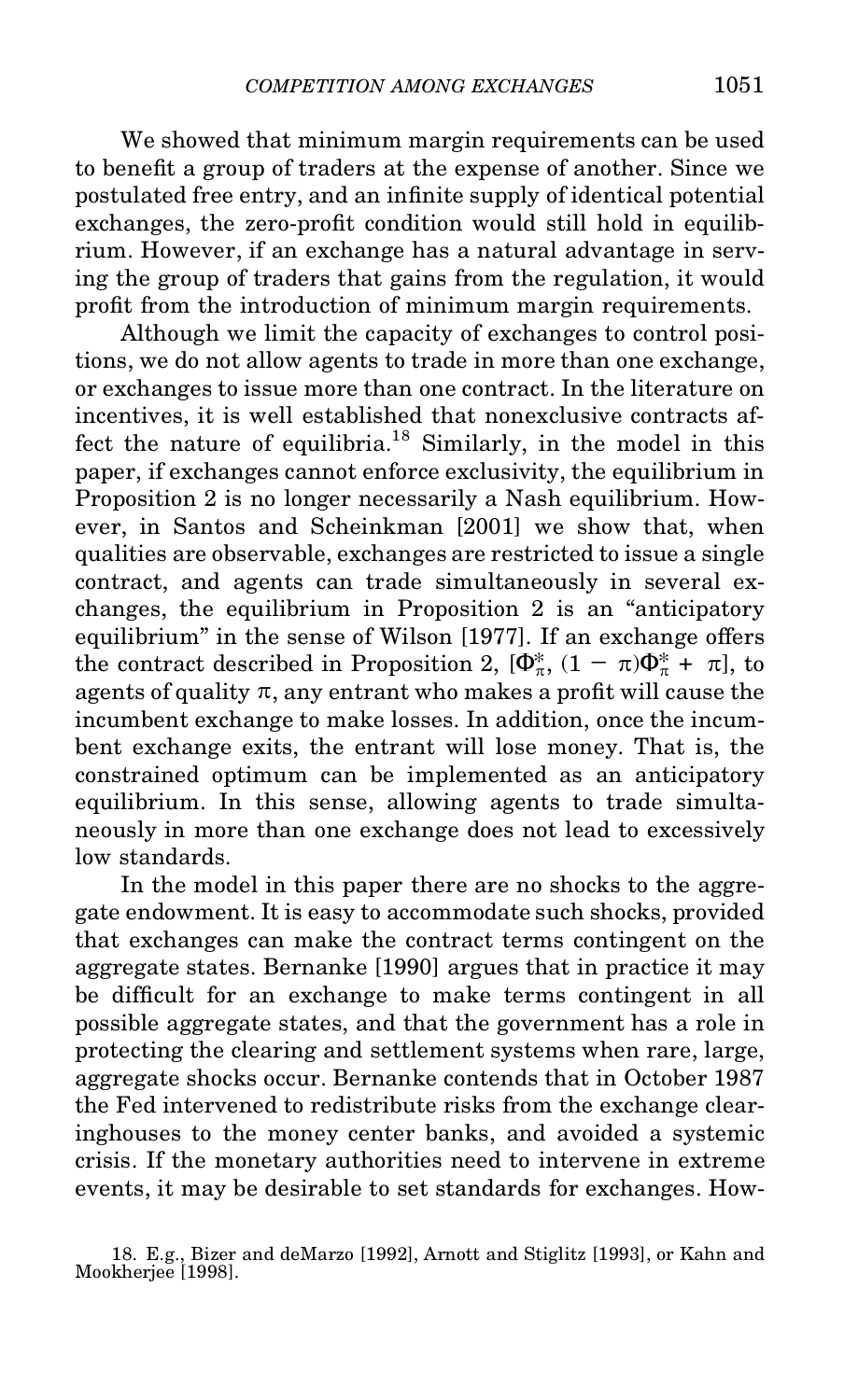We showed that minimum margin requirements can be used to benefit a group of traders at the expense of another. Since we postulated free entry, and an infinite supply of identical potential exchanges, the zero-profit condition would still hold in equilibrium. However, if an exchange has a natural advantage in serving the group of traders that gains from the regulation, it would profit from the introduction of minimum margin requirements.

Although we limit the capacity of exchanges to control positions, we do not allow agents to trade in more than one exchange, or exchanges to issue more than one contract. In the literature on incentives, it is well established that nonexclusive contracts affect the nature of equilibria.[18] Similarly, in the model in this paper, if exchanges cannot enforce exclusivity, the equilibrium in Proposition 2 is no longer necessarily a Nash equilibrium. However, in Santos and Scheinkman [2001] we show that, when qualities are observable, exchanges are restricted to issue a single contract, and agents can trade simultaneously in several exchanges, the equilibrium in Proposition 2 is an "anticipatory equilibrium" in the sense of Wilson [1977]. If an exchange offers the contract described in Proposition 2, $[\Phi_\pi^*, (1 - \pi)\Phi_\pi^* + \pi]$, to agents of quality $\pi$, any entrant who makes a profit will cause the incumbent exchange to make losses. In addition, once the incumbent exchange exits, the entrant will lose money. That is, the constrained optimum can be implemented as an anticipatory equilibrium. In this sense, allowing agents to trade simultaneously in more than one exchange does not lead to excessively low standards.

In the model in this paper there are no shocks to the aggregate endowment. It is easy to accommodate such shocks, provided that exchanges can make the contract terms contingent on the aggregate states. Bernanke [1990] argues that in practice it may be difficult for an exchange to make terms contingent in all possible aggregate states, and that the government has a role in protecting the clearing and settlement systems when rare, large, aggregate shocks occur. Bernanke contends that in October 1987 the Fed intervened to redistribute risks from the exchange clearinghouses to the money center banks, and avoided a systemic crisis. If the monetary authorities need to intervene in extreme events, it may be desirable to set standards for exchanges. How-

18. E.g., Bizer and deMarzo [1992], Arnott and Stiglitz [1993], or Kahn and Mookherjee [1998].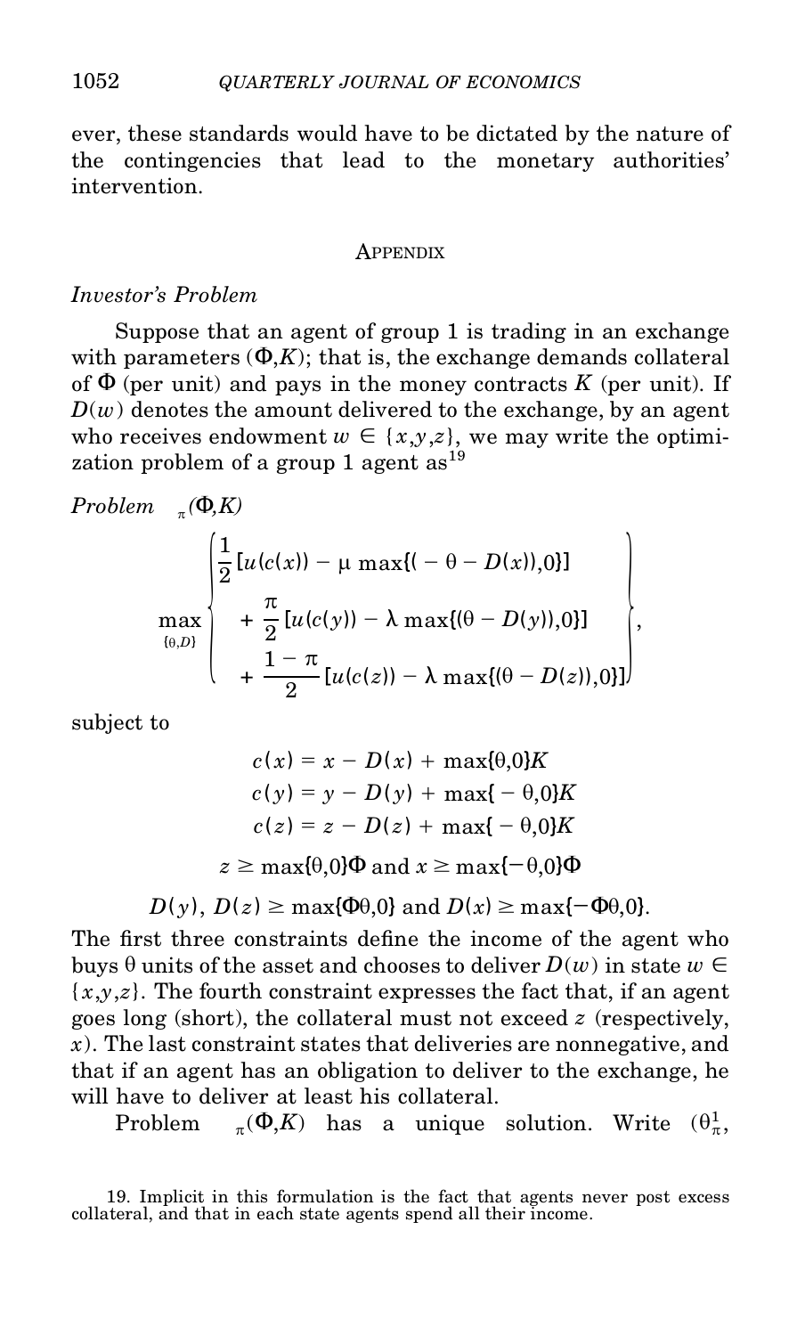ever, these standards would have to be dictated by the nature of the contingencies that lead to the monetary authorities' intervention.

## Appendix

### *Investor's Problem*

Suppose that an agent of group 1 is trading in an exchange with parameters $(\Phi, K)$; that is, the exchange demands collateral of $\Phi$ (per unit) and pays in the money contracts $K$ (per unit). If $D(w)$ denotes the amount delivered to the exchange, by an agent who receives endowment $w \in \{x,y,z\}$, we may write the optimization problem of a group 1 agent as[19]

*Problem* $_{\pi}(\Phi,K)$

$$\max_{\{\theta,D\}} \left\{ \begin{aligned} &\frac{1}{2}[u(c(x)) - \mu \max\{(-\theta - D(x)),0\}] \\ &+ \frac{\pi}{2}[u(c(y)) - \lambda \max\{(\theta - D(y)),0\}] \\ &+ \frac{1-\pi}{2}[u(c(z)) - \lambda \max\{(\theta - D(z)),0\}] \end{aligned} \right\},$$

subject to

$$c(x) = x - D(x) + \max\{\theta,0\}K$$

$$c(y) = y - D(y) + \max\{-\theta,0\}K$$

$$c(z) = z - D(z) + \max\{-\theta,0\}K$$

$$z \geq \max\{\theta,0\}\Phi \text{ and } x \geq \max\{-\theta,0\}\Phi$$

$$D(y),\ D(z) \geq \max\{\Phi\theta,0\} \text{ and } D(x) \geq \max\{-\Phi\theta,0\}.$$

The first three constraints define the income of the agent who buys $\theta$ units of the asset and chooses to deliver $D(w)$ in state $w \in \{x,y,z\}$. The fourth constraint expresses the fact that, if an agent goes long (short), the collateral must not exceed $z$ (respectively, $x$). The last constraint states that deliveries are nonnegative, and that if an agent has an obligation to deliver to the exchange, he will have to deliver at least his collateral.

Problem $_{\pi}(\Phi,K)$ has a unique solution. Write $(\theta_{\pi}^{1},$

19. Implicit in this formulation is the fact that agents never post excess collateral, and that in each state agents spend all their income.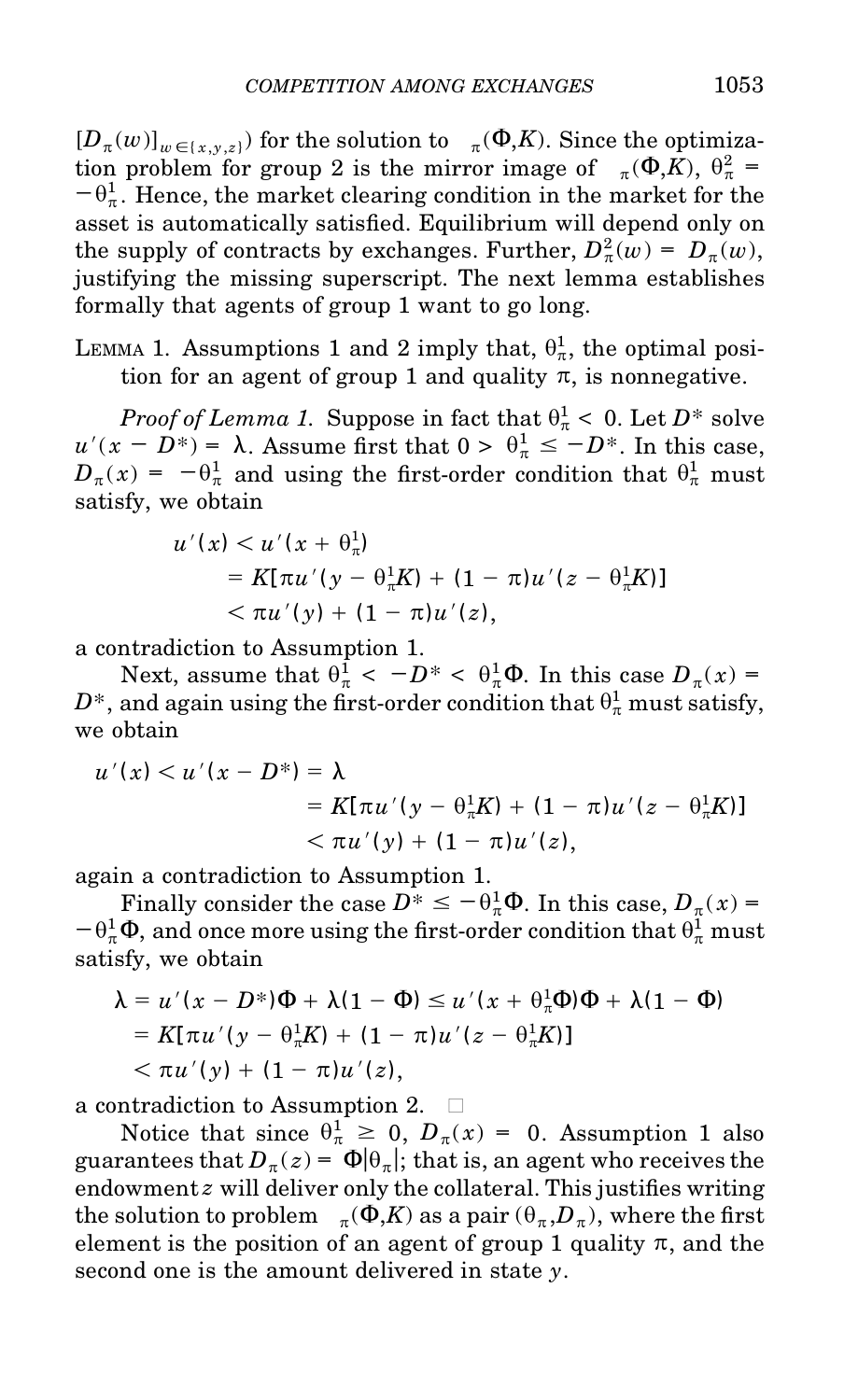$[D_\pi(w)]_{w\in\{x,y,z\}}$) for the solution to $\quad_\pi(\Phi,K)$. Since the optimization problem for group 2 is the mirror image of $\quad_\pi(\Phi,K)$, $\theta^2_\pi = -\theta^1_\pi$. Hence, the market clearing condition in the market for the asset is automatically satisfied. Equilibrium will depend only on the supply of contracts by exchanges. Further, $D^2_\pi(w) = D_\pi(w)$, justifying the missing superscript. The next lemma establishes formally that agents of group 1 want to go long.

LEMMA 1. Assumptions 1 and 2 imply that, $\theta^1_\pi$, the optimal position for an agent of group 1 and quality $\pi$, is nonnegative.

*Proof of Lemma 1.* Suppose in fact that $\theta^1_\pi < 0$. Let $D^*$ solve $u'(x - D^*) = \lambda$. Assume first that $0 > \theta^1_\pi \leq -D^*$. In this case, $D_\pi(x) = -\theta^1_\pi$ and using the first-order condition that $\theta^1_\pi$ must satisfy, we obtain

$$
\begin{aligned}
u'(x) &< u'(x + \theta^1_\pi) \\
&= K[\pi u'(y - \theta^1_\pi K) + (1-\pi)u'(z - \theta^1_\pi K)] \\
&< \pi u'(y) + (1-\pi)u'(z),
\end{aligned}
$$

a contradiction to Assumption 1.

Next, assume that $\theta^1_\pi < -D^* < \theta^1_\pi \Phi$. In this case $D_\pi(x) = D^*$, and again using the first-order condition that $\theta^1_\pi$ must satisfy, we obtain

$$
\begin{aligned}
u'(x) < u'(x - D^*) &= \lambda \\
&= K[\pi u'(y - \theta^1_\pi K) + (1-\pi)u'(z - \theta^1_\pi K)] \\
&< \pi u'(y) + (1-\pi)u'(z),
\end{aligned}
$$

again a contradiction to Assumption 1.

Finally consider the case $D^* \leq -\theta^1_\pi \Phi$. In this case, $D_\pi(x) = -\theta^1_\pi \Phi$, and once more using the first-order condition that $\theta^1_\pi$ must satisfy, we obtain

$$
\begin{aligned}
\lambda &= u'(x - D^*)\Phi + \lambda(1-\Phi) \leq u'(x + \theta^1_\pi \Phi)\Phi + \lambda(1-\Phi) \\
&= K[\pi u'(y - \theta^1_\pi K) + (1-\pi)u'(z - \theta^1_\pi K)] \\
&< \pi u'(y) + (1-\pi)u'(z),
\end{aligned}
$$

a contradiction to Assumption 2. □

Notice that since $\theta^1_\pi \geq 0$, $D_\pi(x) = 0$. Assumption 1 also guarantees that $D_\pi(z) = \Phi|\theta_\pi|$; that is, an agent who receives the endowment $z$ will deliver only the collateral. This justifies writing the solution to problem $\quad_\pi(\Phi,K)$ as a pair $(\theta_\pi, D_\pi)$, where the first element is the position of an agent of group 1 quality $\pi$, and the second one is the amount delivered in state $y$.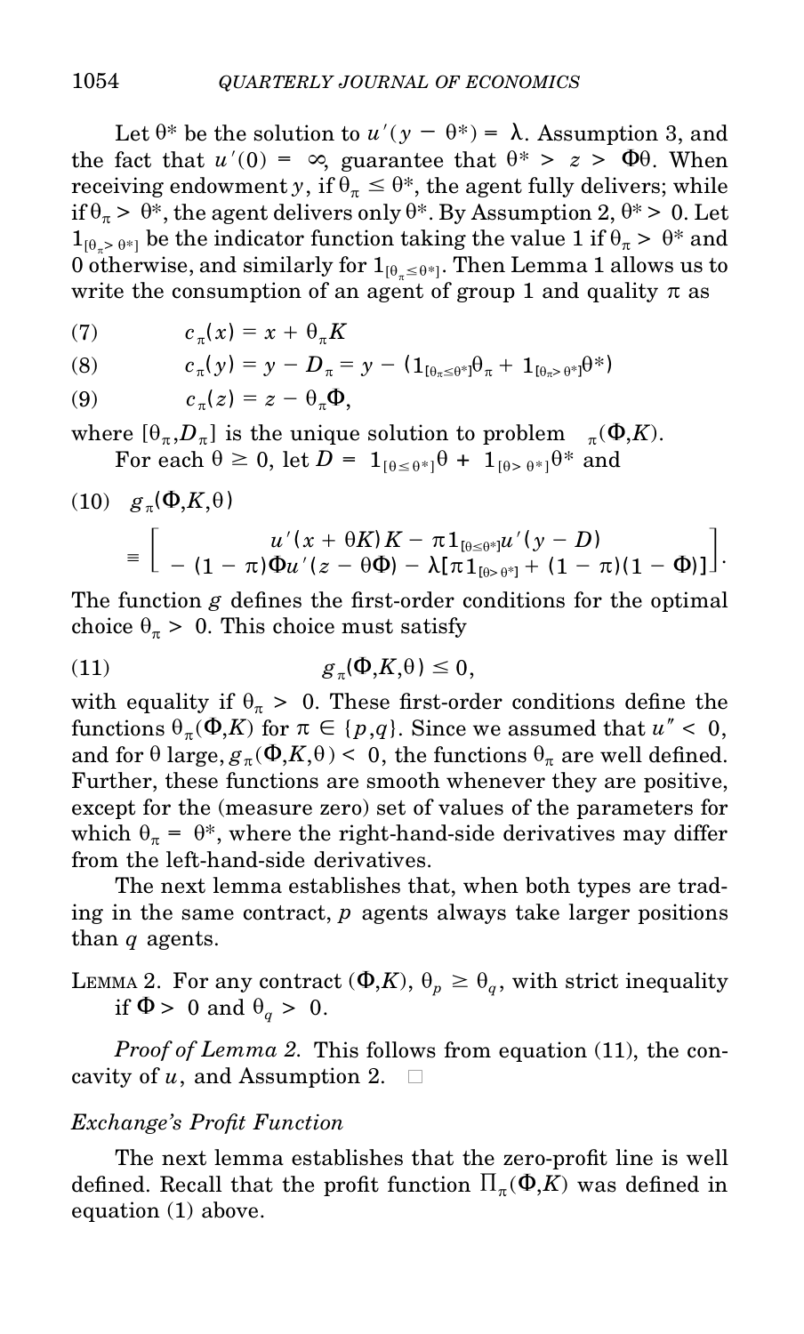Let $\theta^*$ be the solution to $u'(y - \theta^*) = \lambda$. Assumption 3, and the fact that $u'(0) = \infty$, guarantee that $\theta^* > z > \Phi\theta$. When receiving endowment $y$, if $\theta_\pi \leq \theta^*$, the agent fully delivers; while if $\theta_\pi > \theta^*$, the agent delivers only $\theta^*$. By Assumption 2, $\theta^* > 0$. Let $1_{[\theta_\pi > \theta^*]}$ be the indicator function taking the value 1 if $\theta_\pi > \theta^*$ and 0 otherwise, and similarly for $1_{[\theta_\pi \leq \theta^*]}$. Then Lemma 1 allows us to write the consumption of an agent of group 1 and quality $\pi$ as

$$c_\pi(x) = x + \theta_\pi K \tag{7}$$

$$c_\pi(y) = y - D_\pi = y - (1_{[\theta_\pi \leq \theta^*]}\theta_\pi + 1_{[\theta_\pi > \theta^*]}\theta^*) \tag{8}$$

$$c_\pi(z) = z - \theta_\pi \Phi, \tag{9}$$

where $[\theta_\pi, D_\pi]$ is the unique solution to problem $_\pi(\Phi,K)$.

For each $\theta \geq 0$, let $D = 1_{[\theta \leq \theta^*]}\theta + 1_{[\theta > \theta^*]}\theta^*$ and

$$g_\pi(\Phi,K,\theta) \equiv \left[ \begin{array}{c} u'(x + \theta K)K - \pi 1_{[\theta \leq \theta^*]} u'(y - D) \\ - (1 - \pi)\Phi u'(z - \theta\Phi) - \lambda[\pi 1_{[\theta > \theta^*]} + (1 - \pi)(1 - \Phi)] \end{array} \right]. \tag{10}$$

The function $g$ defines the first-order conditions for the optimal choice $\theta_\pi > 0$. This choice must satisfy

$$g_\pi(\Phi,K,\theta) \leq 0, \tag{11}$$

with equality if $\theta_\pi > 0$. These first-order conditions define the functions $\theta_\pi(\Phi,K)$ for $\pi \in \{p,q\}$. Since we assumed that $u'' < 0$, and for $\theta$ large, $g_\pi(\Phi,K,\theta) < 0$, the functions $\theta_\pi$ are well defined. Further, these functions are smooth whenever they are positive, except for the (measure zero) set of values of the parameters for which $\theta_\pi = \theta^*$, where the right-hand-side derivatives may differ from the left-hand-side derivatives.

The next lemma establishes that, when both types are trading in the same contract, $p$ agents always take larger positions than $q$ agents.

LEMMA 2. For any contract $(\Phi,K)$, $\theta_p \geq \theta_q$, with strict inequality if $\Phi > 0$ and $\theta_q > 0$.

*Proof of Lemma 2.* This follows from equation (11), the concavity of $u$, and Assumption 2. □

*Exchange's Profit Function*

The next lemma establishes that the zero-profit line is well defined. Recall that the profit function $\Pi_\pi(\Phi,K)$ was defined in equation (1) above.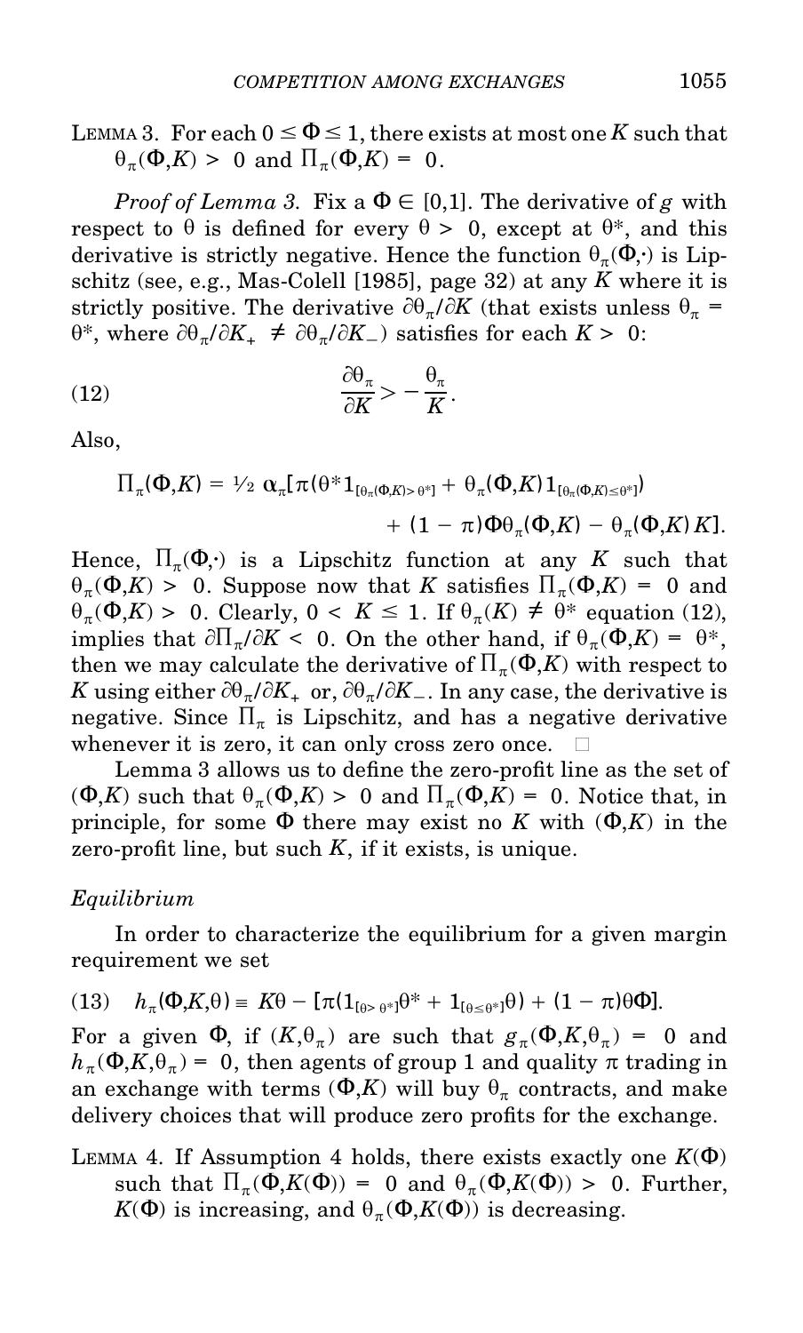LEMMA 3. For each $0 \leq \Phi \leq 1$, there exists at most one $K$ such that $\theta_\pi(\Phi,K) > 0$ and $\Pi_\pi(\Phi,K) = 0$.

*Proof of Lemma 3.* Fix a $\Phi \in [0,1]$. The derivative of $g$ with respect to $\theta$ is defined for every $\theta > 0$, except at $\theta^*$, and this derivative is strictly negative. Hence the function $\theta_\pi(\Phi,\cdot)$ is Lipschitz (see, e.g., Mas-Colell [1985], page 32) at any $K$ where it is strictly positive. The derivative $\partial\theta_\pi/\partial K$ (that exists unless $\theta_\pi = \theta^*$, where $\partial\theta_\pi/\partial K_+ \neq \partial\theta_\pi/\partial K_-$) satisfies for each $K > 0$:

$$\frac{\partial\theta_\pi}{\partial K} > -\frac{\theta_\pi}{K}. \tag{12}$$

Also,

$$\Pi_\pi(\Phi,K) = \tfrac{1}{2}\,\alpha_\pi[\pi(\theta^* 1_{[\theta_\pi(\Phi,K)>\theta^*]} + \theta_\pi(\Phi,K)1_{[\theta_\pi(\Phi,K)\leq\theta^*]}) + (1-\pi)\Phi\theta_\pi(\Phi,K) - \theta_\pi(\Phi,K)K].$$

Hence, $\Pi_\pi(\Phi,\cdot)$ is a Lipschitz function at any $K$ such that $\theta_\pi(\Phi,K) > 0$. Suppose now that $K$ satisfies $\Pi_\pi(\Phi,K) = 0$ and $\theta_\pi(\Phi,K) > 0$. Clearly, $0 < K \leq 1$. If $\theta_\pi(K) \neq \theta^*$ equation (12), implies that $\partial\Pi_\pi/\partial K < 0$. On the other hand, if $\theta_\pi(\Phi,K) = \theta^*$, then we may calculate the derivative of $\Pi_\pi(\Phi,K)$ with respect to $K$ using either $\partial\theta_\pi/\partial K_+$ or, $\partial\theta_\pi/\partial K_-$. In any case, the derivative is negative. Since $\Pi_\pi$ is Lipschitz, and has a negative derivative whenever it is zero, it can only cross zero once. □

Lemma 3 allows us to define the zero-profit line as the set of $(\Phi,K)$ such that $\theta_\pi(\Phi,K) > 0$ and $\Pi_\pi(\Phi,K) = 0$. Notice that, in principle, for some $\Phi$ there may exist no $K$ with $(\Phi,K)$ in the zero-profit line, but such $K$, if it exists, is unique.

### *Equilibrium*

In order to characterize the equilibrium for a given margin requirement we set

$$h_\pi(\Phi,K,\theta) \equiv K\theta - [\pi(1_{[\theta>\theta^*]}\theta^* + 1_{[\theta\leq\theta^*]}\theta) + (1-\pi)\theta\Phi]. \tag{13}$$

For a given $\Phi$, if $(K,\theta_\pi)$ are such that $g_\pi(\Phi,K,\theta_\pi) = 0$ and $h_\pi(\Phi,K,\theta_\pi) = 0$, then agents of group 1 and quality $\pi$ trading in an exchange with terms $(\Phi,K)$ will buy $\theta_\pi$ contracts, and make delivery choices that will produce zero profits for the exchange.

LEMMA 4. If Assumption 4 holds, there exists exactly one $K(\Phi)$ such that $\Pi_\pi(\Phi,K(\Phi)) = 0$ and $\theta_\pi(\Phi,K(\Phi)) > 0$. Further, $K(\Phi)$ is increasing, and $\theta_\pi(\Phi,K(\Phi))$ is decreasing.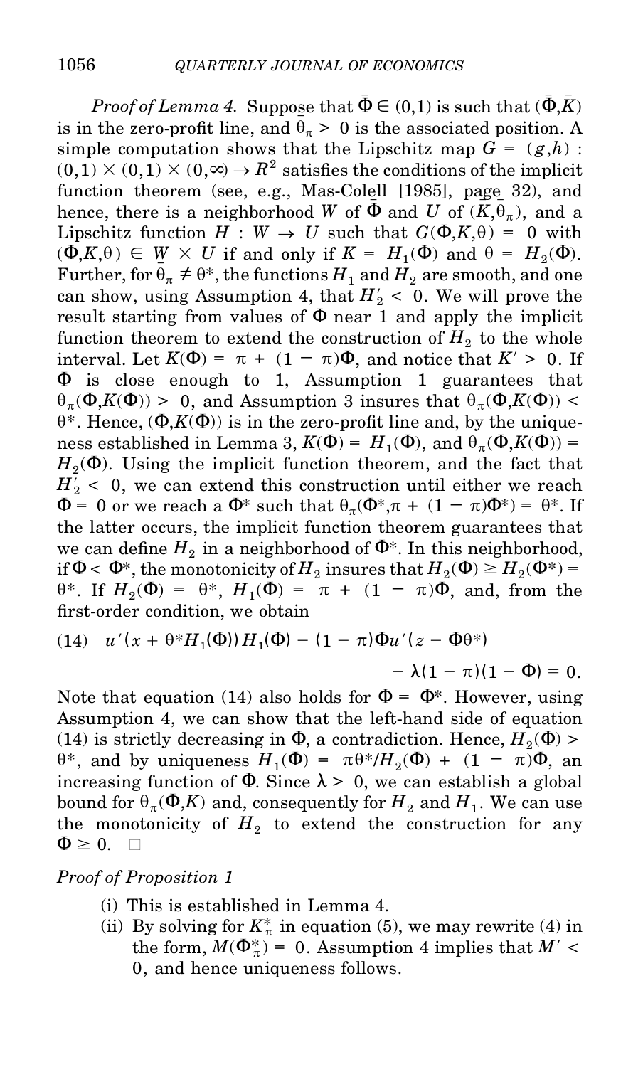*Proof of Lemma 4.* Suppose that $\bar{\Phi} \in (0,1)$ is such that $(\bar{\Phi},\bar{K})$ is in the zero-profit line, and $\bar{\theta}_\pi > 0$ is the associated position. A simple computation shows that the Lipschitz map $G = (g,h) : (0,1) \times (0,1) \times (0,\infty) \rightarrow R^2$ satisfies the conditions of the implicit function theorem (see, e.g., Mas-Colell [1985], page 32), and hence, there is a neighborhood $W$ of $\bar{\Phi}$ and $U$ of $(\bar{K},\bar{\theta}_\pi)$, and a Lipschitz function $H : W \rightarrow U$ such that $G(\Phi,K,\theta) = 0$ with $(\Phi,K,\theta) \in W \times U$ if and only if $K = H_1(\Phi)$ and $\theta = H_2(\Phi)$. Further, for $\bar{\theta}_\pi \neq \theta^*$, the functions $H_1$ and $H_2$ are smooth, and one can show, using Assumption 4, that $H_2' < 0$. We will prove the result starting from values of $\Phi$ near 1 and apply the implicit function theorem to extend the construction of $H_2$ to the whole interval. Let $K(\Phi) = \pi + (1 - \pi)\Phi$, and notice that $K' > 0$. If $\Phi$ is close enough to 1, Assumption 1 guarantees that $\theta_\pi(\Phi,K(\Phi)) > 0$, and Assumption 3 insures that $\theta_\pi(\Phi,K(\Phi)) < \theta^*$. Hence, $(\Phi,K(\Phi))$ is in the zero-profit line and, by the uniqueness established in Lemma 3, $K(\Phi) = H_1(\Phi)$, and $\theta_\pi(\Phi,K(\Phi)) = H_2(\Phi)$. Using the implicit function theorem, and the fact that $H_2' < 0$, we can extend this construction until either we reach $\Phi = 0$ or we reach a $\Phi^*$ such that $\theta_\pi(\Phi^*,\pi + (1 - \pi)\Phi^*) = \theta^*$. If the latter occurs, the implicit function theorem guarantees that we can define $H_2$ in a neighborhood of $\Phi^*$. In this neighborhood, if $\Phi < \Phi^*$, the monotonicity of $H_2$ insures that $H_2(\Phi) \geq H_2(\Phi^*) = \theta^*$. If $H_2(\Phi) = \theta^*$, $H_1(\Phi) = \pi + (1 - \pi)\Phi$, and, from the first-order condition, we obtain

$$u'(x + \theta^* H_1(\Phi))H_1(\Phi) - (1 - \pi)\Phi u'(z - \Phi\theta^*) - \lambda(1 - \pi)(1 - \Phi) = 0. \tag{14}$$

Note that equation (14) also holds for $\Phi = \Phi^*$. However, using Assumption 4, we can show that the left-hand side of equation (14) is strictly decreasing in $\Phi$, a contradiction. Hence, $H_2(\Phi) > \theta^*$, and by uniqueness $H_1(\Phi) = \pi\theta^*/H_2(\Phi) + (1 - \pi)\Phi$, an increasing function of $\Phi$. Since $\lambda > 0$, we can establish a global bound for $\theta_\pi(\Phi,K)$ and, consequently for $H_2$ and $H_1$. We can use the monotonicity of $H_2$ to extend the construction for any $\Phi \geq 0$. □

*Proof of Proposition 1*

(i) This is established in Lemma 4.

(ii) By solving for $K_\pi^*$ in equation (5), we may rewrite (4) in the form, $M(\Phi_\pi^*) = 0$. Assumption 4 implies that $M' < 0$, and hence uniqueness follows.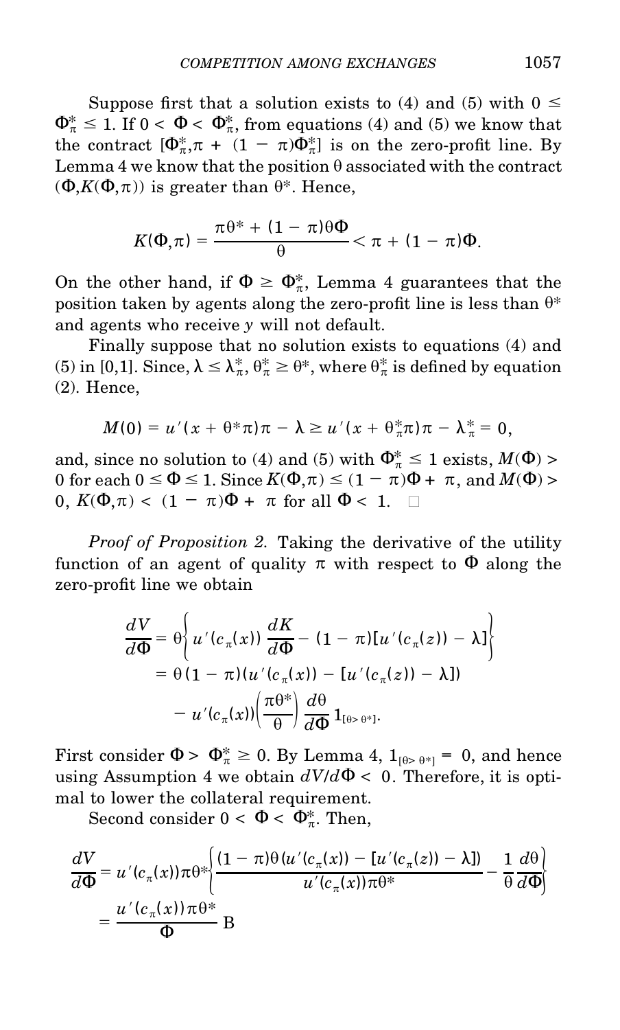Suppose first that a solution exists to (4) and (5) with $0 \leq \Phi^*_\pi \leq 1$. If $0 < \Phi < \Phi^*_\pi$, from equations (4) and (5) we know that the contract $[\Phi^*_\pi, \pi + (1 - \pi)\Phi^*_\pi]$ is on the zero-profit line. By Lemma 4 we know that the position $\theta$ associated with the contract $(\Phi, K(\Phi,\pi))$ is greater than $\theta^*$. Hence,

$$K(\Phi,\pi) = \frac{\pi\theta^* + (1 - \pi)\theta\Phi}{\theta} < \pi + (1 - \pi)\Phi.$$

On the other hand, if $\Phi \geq \Phi^*_\pi$, Lemma 4 guarantees that the position taken by agents along the zero-profit line is less than $\theta^*$ and agents who receive $y$ will not default.

Finally suppose that no solution exists to equations (4) and (5) in [0,1]. Since, $\lambda \leq \lambda^*_\pi$, $\theta^*_\pi \geq \theta^*$, where $\theta^*_\pi$ is defined by equation (2). Hence,

$$M(0) = u'(x + \theta^*\pi)\pi - \lambda \geq u'(x + \theta^*_\pi\pi)\pi - \lambda^*_\pi = 0,$$

and, since no solution to (4) and (5) with $\Phi^*_\pi \leq 1$ exists, $M(\Phi) > 0$ for each $0 \leq \Phi \leq 1$. Since $K(\Phi,\pi) \leq (1 - \pi)\Phi + \pi$, and $M(\Phi) > 0$, $K(\Phi,\pi) < (1 - \pi)\Phi + \pi$ for all $\Phi < 1$. □

*Proof of Proposition 2.* Taking the derivative of the utility function of an agent of quality $\pi$ with respect to $\Phi$ along the zero-profit line we obtain

$$\begin{aligned}
\frac{dV}{d\Phi} &= \theta\left\{u'(c_\pi(x))\,\frac{dK}{d\Phi} - (1 - \pi)[u'(c_\pi(z)) - \lambda]\right\} \\
&= \theta(1 - \pi)(u'(c_\pi(x)) - [u'(c_\pi(z)) - \lambda]) \\
&\quad - u'(c_\pi(x))\left(\frac{\pi\theta^*}{\theta}\right)\frac{d\theta}{d\Phi}\,1_{[\theta > \theta^*]}.
\end{aligned}$$

First consider $\Phi > \Phi^*_\pi \geq 0$. By Lemma 4, $1_{[\theta > \theta^*]} = 0$, and hence using Assumption 4 we obtain $dV/d\Phi < 0$. Therefore, it is optimal to lower the collateral requirement.

Second consider $0 < \Phi < \Phi^*_\pi$. Then,

$$\begin{aligned}
\frac{dV}{d\Phi} &= u'(c_\pi(x))\pi\theta^*\left\{\frac{(1 - \pi)\theta(u'(c_\pi(x)) - [u'(c_\pi(z)) - \lambda])}{u'(c_\pi(x))\pi\theta^*} - \frac{1}{\theta}\frac{d\theta}{d\Phi}\right\} \\
&= \frac{u'(c_\pi(x))\pi\theta^*}{\Phi}\,\mathrm{B}
\end{aligned}$$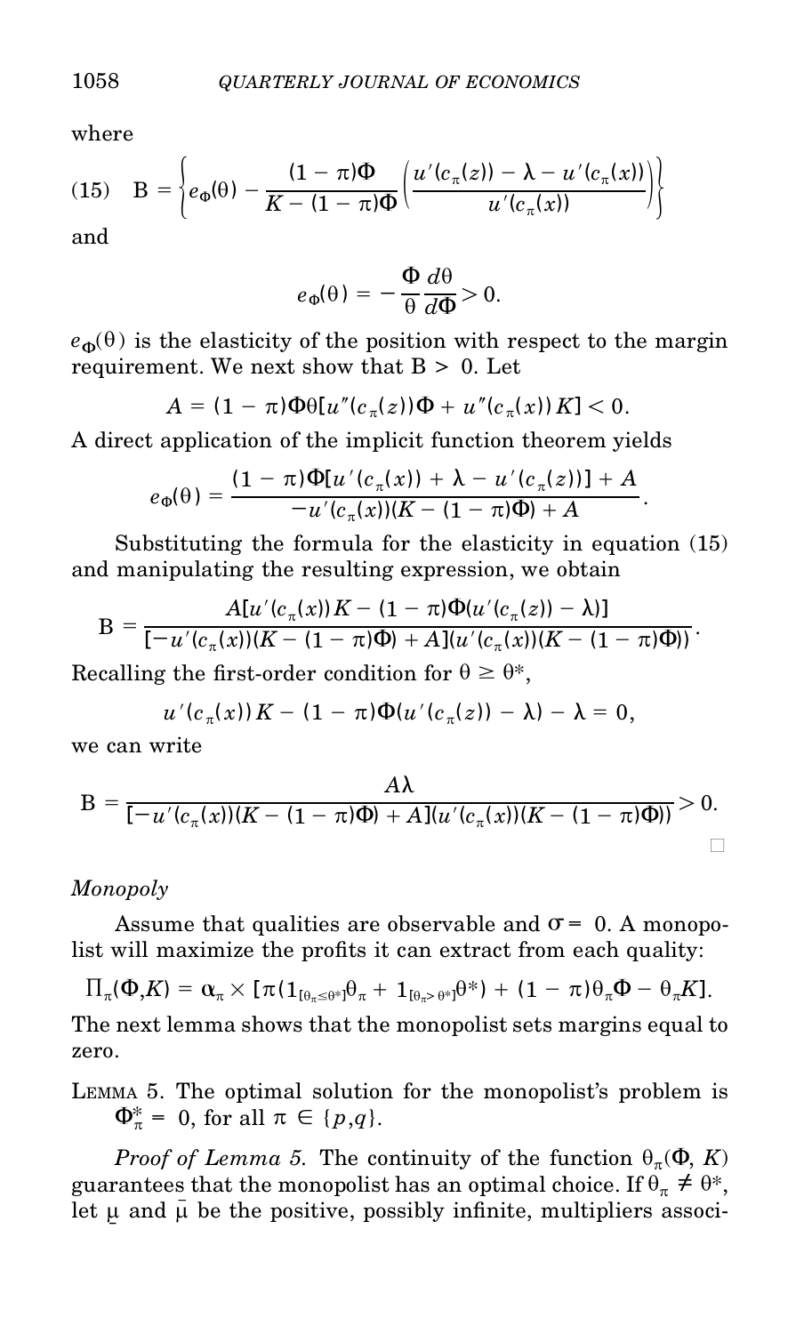where

$$(15) \quad \mathrm{B} = \left\{ e_{\Phi}(\theta) - \frac{(1-\pi)\Phi}{K-(1-\pi)\Phi}\left(\frac{u'(c_\pi(z)) - \lambda - u'(c_\pi(x))}{u'(c_\pi(x))}\right)\right\}$$

and

$$e_{\Phi}(\theta) = -\frac{\Phi}{\theta}\frac{d\theta}{d\Phi} > 0.$$

$e_{\Phi}(\theta)$ is the elasticity of the position with respect to the margin requirement. We next show that $\mathrm{B} > 0$. Let

$$A = (1-\pi)\Phi\theta[u''(c_\pi(z))\Phi + u''(c_\pi(x))K] < 0.$$

A direct application of the implicit function theorem yields

$$e_{\Phi}(\theta) = \frac{(1-\pi)\Phi[u'(c_\pi(x)) + \lambda - u'(c_\pi(z))] + A}{-u'(c_\pi(x))(K-(1-\pi)\Phi) + A}.$$

Substituting the formula for the elasticity in equation (15) and manipulating the resulting expression, we obtain

$$\mathrm{B} = \frac{A[u'(c_\pi(x))K - (1-\pi)\Phi(u'(c_\pi(z)) - \lambda)]}{[-u'(c_\pi(x))(K-(1-\pi)\Phi) + A](u'(c_\pi(x))(K-(1-\pi)\Phi))}.$$

Recalling the first-order condition for $\theta \geq \theta^*$,

$$u'(c_\pi(x))K - (1-\pi)\Phi(u'(c_\pi(z)) - \lambda) - \lambda = 0,$$

we can write

$$\mathrm{B} = \frac{A\lambda}{[-u'(c_\pi(x))(K-(1-\pi)\Phi) + A](u'(c_\pi(x))(K-(1-\pi)\Phi))} > 0.$$

□

*Monopoly*

Assume that qualities are observable and $\sigma = 0$. A monopolist will maximize the profits it can extract from each quality:

$$\Pi_\pi(\Phi, K) = \alpha_\pi \times [\pi(1_{[\theta_\pi \leq \theta^*]}\theta_\pi + 1_{[\theta_\pi > \theta^*]}\theta^*) + (1-\pi)\theta_\pi\Phi - \theta_\pi K].$$

The next lemma shows that the monopolist sets margins equal to zero.

LEMMA 5. The optimal solution for the monopolist's problem is $\Phi^*_\pi = 0$, for all $\pi \in \{p, q\}$.

*Proof of Lemma 5.* The continuity of the function $\theta_\pi(\Phi, K)$ guarantees that the monopolist has an optimal choice. If $\theta_\pi \neq \theta^*$, let $\underline{\mu}$ and $\bar{\mu}$ be the positive, possibly infinite, multipliers associ-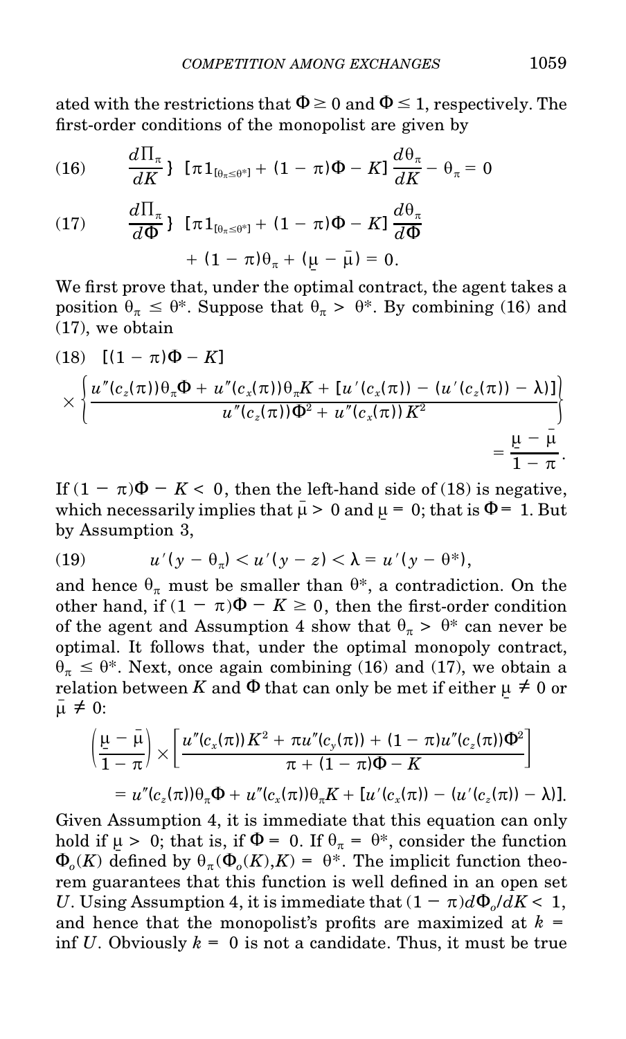ated with the restrictions that $\Phi \geq 0$ and $\Phi \leq 1$, respectively. The first-order conditions of the monopolist are given by

$$\text{(16)} \qquad \frac{d\Pi_\pi}{dK}\} \quad [\pi 1_{[\theta_\pi \leq \theta^*]} + (1-\pi)\Phi - K]\frac{d\theta_\pi}{dK} - \theta_\pi = 0$$

$$\text{(17)} \qquad \frac{d\Pi_\pi}{d\Phi}\} \quad [\pi 1_{[\theta_\pi \leq \theta^*]} + (1-\pi)\Phi - K]\frac{d\theta_\pi}{d\Phi} + (1-\pi)\theta_\pi + (\underline{\mu} - \bar{\mu}) = 0.$$

We first prove that, under the optimal contract, the agent takes a position $\theta_\pi \leq \theta^*$. Suppose that $\theta_\pi > \theta^*$. By combining (16) and (17), we obtain

$$\text{(18)} \quad [(1-\pi)\Phi - K] \times \left\{ \frac{u''(c_z(\pi))\theta_\pi\Phi + u''(c_x(\pi))\theta_\pi K + [u'(c_x(\pi)) - (u'(c_z(\pi)) - \lambda)]}{u''(c_z(\pi))\Phi^2 + u''(c_x(\pi))K^2} \right\} = \frac{\underline{\mu} - \bar{\mu}}{1-\pi}.$$

If $(1-\pi)\Phi - K < 0$, then the left-hand side of (18) is negative, which necessarily implies that $\bar{\mu} > 0$ and $\underline{\mu} = 0$; that is $\Phi = 1$. But by Assumption 3,

$$\text{(19)} \qquad u'(y - \theta_\pi) < u'(y - z) < \lambda = u'(y - \theta^*),$$

and hence $\theta_\pi$ must be smaller than $\theta^*$, a contradiction. On the other hand, if $(1-\pi)\Phi - K \geq 0$, then the first-order condition of the agent and Assumption 4 show that $\theta_\pi > \theta^*$ can never be optimal. It follows that, under the optimal monopoly contract, $\theta_\pi \leq \theta^*$. Next, once again combining (16) and (17), we obtain a relation between $K$ and $\Phi$ that can only be met if either $\underline{\mu} \neq 0$ or $\bar{\mu} \neq 0$:

$$\left(\frac{\underline{\mu} - \bar{\mu}}{1-\pi}\right) \times \left[\frac{u''(c_x(\pi))K^2 + \pi u''(c_y(\pi)) + (1-\pi)u''(c_z(\pi))\Phi^2}{\pi + (1-\pi)\Phi - K}\right] = u''(c_z(\pi))\theta_\pi\Phi + u''(c_x(\pi))\theta_\pi K + [u'(c_x(\pi)) - (u'(c_z(\pi)) - \lambda)].$$

Given Assumption 4, it is immediate that this equation can only hold if $\underline{\mu} > 0$; that is, if $\Phi = 0$. If $\theta_\pi = \theta^*$, consider the function $\Phi_o(K)$ defined by $\theta_\pi(\Phi_o(K), K) = \theta^*$. The implicit function theorem guarantees that this function is well defined in an open set $U$. Using Assumption 4, it is immediate that $(1-\pi)d\Phi_o/dK < 1$, and hence that the monopolist's profits are maximized at $k = \inf U$. Obviously $k = 0$ is not a candidate. Thus, it must be true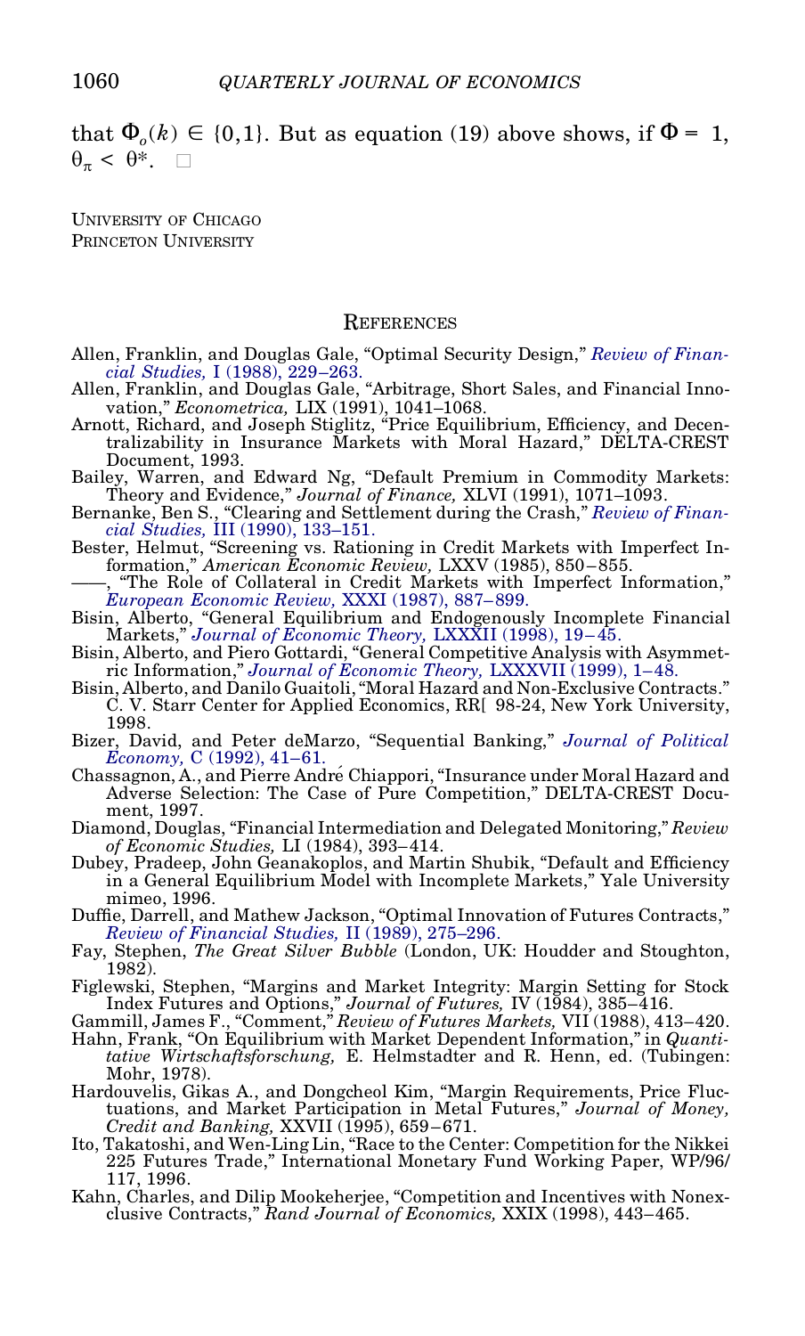that $\Phi_o(k) \in \{0,1\}$. But as equation (19) above shows, if $\Phi = 1$, $\theta_\pi < \theta^*$. $\square$

UNIVERSITY OF CHICAGO
PRINCETON UNIVERSITY

## REFERENCES

Allen, Franklin, and Douglas Gale, "Optimal Security Design," *Review of Financial Studies,* I (1988), 229–263.

Allen, Franklin, and Douglas Gale, "Arbitrage, Short Sales, and Financial Innovation," *Econometrica,* LIX (1991), 1041–1068.

Arnott, Richard, and Joseph Stiglitz, "Price Equilibrium, Efficiency, and Decentralizability in Insurance Markets with Moral Hazard," DELTA-CREST Document, 1993.

Bailey, Warren, and Edward Ng, "Default Premium in Commodity Markets: Theory and Evidence," *Journal of Finance,* XLVI (1991), 1071–1093.

Bernanke, Ben S., "Clearing and Settlement during the Crash," *Review of Financial Studies,* III (1990), 133–151.

Bester, Helmut, "Screening vs. Rationing in Credit Markets with Imperfect Information," *American Economic Review,* LXXV (1985), 850–855.

——, "The Role of Collateral in Credit Markets with Imperfect Information," *European Economic Review,* XXXI (1987), 887–899.

Bisin, Alberto, "General Equilibrium and Endogenously Incomplete Financial Markets," *Journal of Economic Theory,* LXXXII (1998), 19–45.

Bisin, Alberto, and Piero Gottardi, "General Competitive Analysis with Asymmetric Information," *Journal of Economic Theory,* LXXXVII (1999), 1–48.

Bisin, Alberto, and Danilo Guaitoli, "Moral Hazard and Non-Exclusive Contracts." C. V. Starr Center for Applied Economics, RR[ 98-24, New York University, 1998.

Bizer, David, and Peter deMarzo, "Sequential Banking," *Journal of Political Economy,* C (1992), 41–61.

Chassagnon, A., and Pierre André Chiappori, "Insurance under Moral Hazard and Adverse Selection: The Case of Pure Competition," DELTA-CREST Document, 1997.

Diamond, Douglas, "Financial Intermediation and Delegated Monitoring," *Review of Economic Studies,* LI (1984), 393–414.

Dubey, Pradeep, John Geanakoplos, and Martin Shubik, "Default and Efficiency in a General Equilibrium Model with Incomplete Markets," Yale University mimeo, 1996.

Duffie, Darrell, and Mathew Jackson, "Optimal Innovation of Futures Contracts," *Review of Financial Studies,* II (1989), 275–296.

Fay, Stephen, *The Great Silver Bubble* (London, UK: Houdder and Stoughton, 1982).

Figlewski, Stephen, "Margins and Market Integrity: Margin Setting for Stock Index Futures and Options," *Journal of Futures,* IV (1984), 385–416.

Gammill, James F., "Comment," *Review of Futures Markets,* VII (1988), 413–420.

Hahn, Frank, "On Equilibrium with Market Dependent Information," in *Quantitative Wirtschaftsforschung,* E. Helmstadter and R. Henn, ed. (Tubingen: Mohr, 1978).

Hardouvelis, Gikas A., and Dongcheol Kim, "Margin Requirements, Price Fluctuations, and Market Participation in Metal Futures," *Journal of Money, Credit and Banking,* XXVII (1995), 659–671.

Ito, Takatoshi, and Wen-Ling Lin, "Race to the Center: Competition for the Nikkei 225 Futures Trade," International Monetary Fund Working Paper, WP/96/117, 1996.

Kahn, Charles, and Dilip Mookeherjee, "Competition and Incentives with Nonexclusive Contracts," *Rand Journal of Economics,* XXIX (1998), 443–465.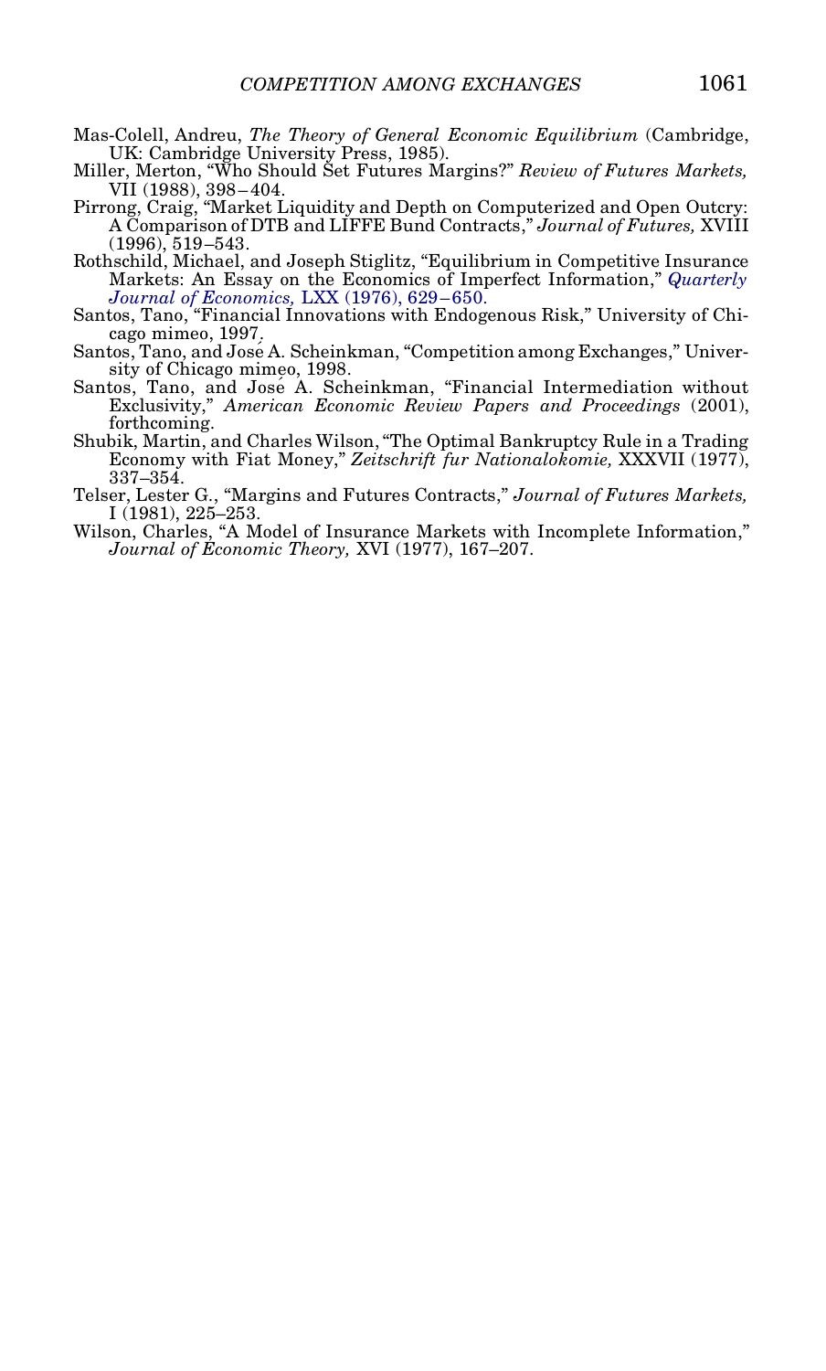Mas-Colell, Andreu, *The Theory of General Economic Equilibrium* (Cambridge, UK: Cambridge University Press, 1985).

Miller, Merton, "Who Should Set Futures Margins?" *Review of Futures Markets,* VII (1988), 398–404.

Pirrong, Craig, "Market Liquidity and Depth on Computerized and Open Outcry: A Comparison of DTB and LIFFE Bund Contracts," *Journal of Futures,* XVIII (1996), 519–543.

Rothschild, Michael, and Joseph Stiglitz, "Equilibrium in Competitive Insurance Markets: An Essay on the Economics of Imperfect Information," *Quarterly Journal of Economics,* LXX (1976), 629–650.

Santos, Tano, "Financial Innovations with Endogenous Risk," University of Chicago mimeo, 1997.

Santos, Tano, and José A. Scheinkman, "Competition among Exchanges," University of Chicago mimeo, 1998.

Santos, Tano, and José A. Scheinkman, "Financial Intermediation without Exclusivity," *American Economic Review Papers and Proceedings* (2001), forthcoming.

Shubik, Martin, and Charles Wilson, "The Optimal Bankruptcy Rule in a Trading Economy with Fiat Money," *Zeitschrift fur Nationalokomie,* XXXVII (1977), 337–354.

Telser, Lester G., "Margins and Futures Contracts," *Journal of Futures Markets,* I (1981), 225–253.

Wilson, Charles, "A Model of Insurance Markets with Incomplete Information," *Journal of Economic Theory,* XVI (1977), 167–207.